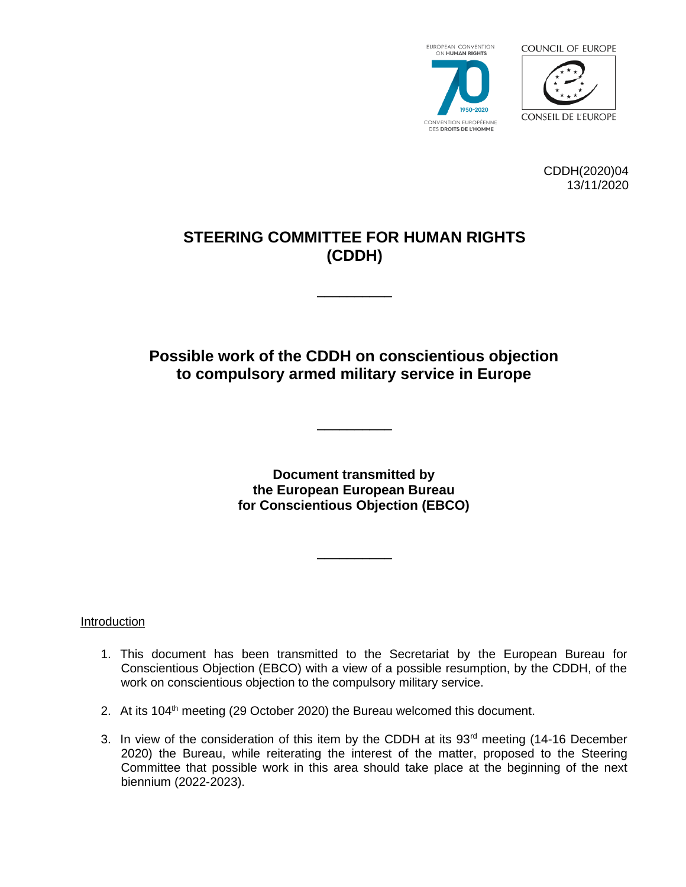EUROPEAN CONVENTION ON HUMAN RIGHTS 70 1950-2020 CONVENTION EUROPÉENNE DES DROITS DE L'HOMME

COUNCIL OF EUROPE

CONSEIL DE L'EUROPE

CDDH(2020)04
13/11/2020

# STEERING COMMITTEE FOR HUMAN RIGHTS (CDDH)

___________

## Possible work of the CDDH on conscientious objection to compulsory armed military service in Europe

___________

**Document transmitted by the European European Bureau for Conscientious Objection (EBCO)**

___________

Introduction

1. This document has been transmitted to the Secretariat by the European Bureau for Conscientious Objection (EBCO) with a view of a possible resumption, by the CDDH, of the work on conscientious objection to the compulsory military service.

2. At its 104th meeting (29 October 2020) the Bureau welcomed this document.

3. In view of the consideration of this item by the CDDH at its 93rd meeting (14-16 December 2020) the Bureau, while reiterating the interest of the matter, proposed to the Steering Committee that possible work in this area should take place at the beginning of the next biennium (2022-2023).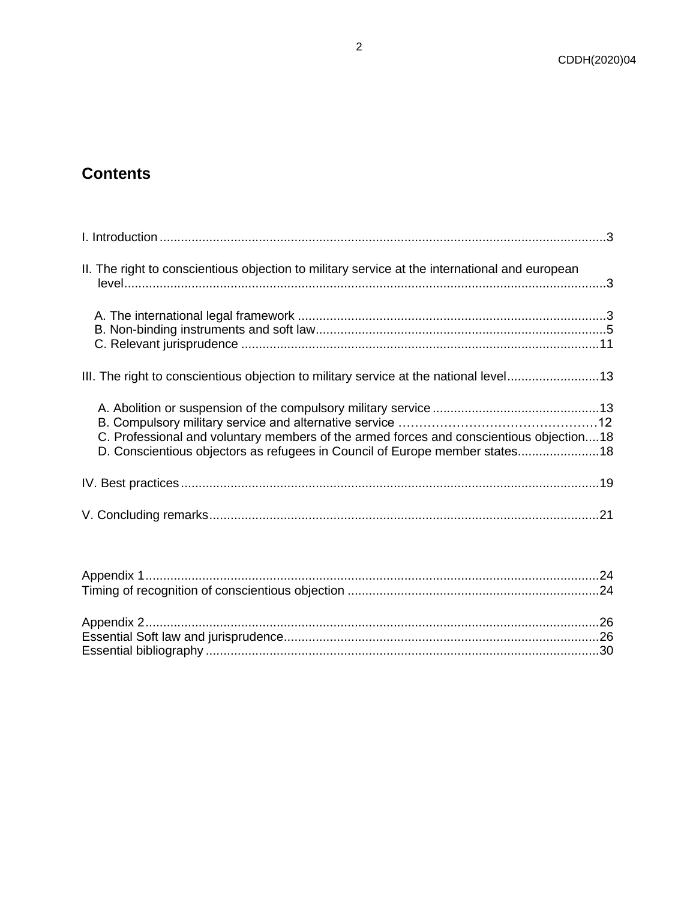## Contents

I. Introduction ........................................................................................................................ 3

II. The right to conscientious objection to military service at the international and european level ........................................................................................................................ 3

A. The international legal framework ........................................................................................ 3
B. Non-binding instruments and soft law ................................................................................... 5
C. Relevant jurisprudence ........................................................................................................ 11

III. The right to conscientious objection to military service at the national level .......................... 13

A. Abolition or suspension of the compulsory military service ................................................ 13
B. Compulsory military service and alternative service ………………………………………… 12
C. Professional and voluntary members of the armed forces and conscientious objection .... 18
D. Conscientious objectors as refugees in Council of Europe member states ....................... 18

IV. Best practices ...................................................................................................................... 19

V. Concluding remarks ............................................................................................................. 21

Appendix 1 ................................................................................................................................ 24
Timing of recognition of conscientious objection ...................................................................... 24

Appendix 2 ................................................................................................................................ 26
Essential Soft law and jurisprudence ........................................................................................ 26
Essential bibliography .............................................................................................................. 30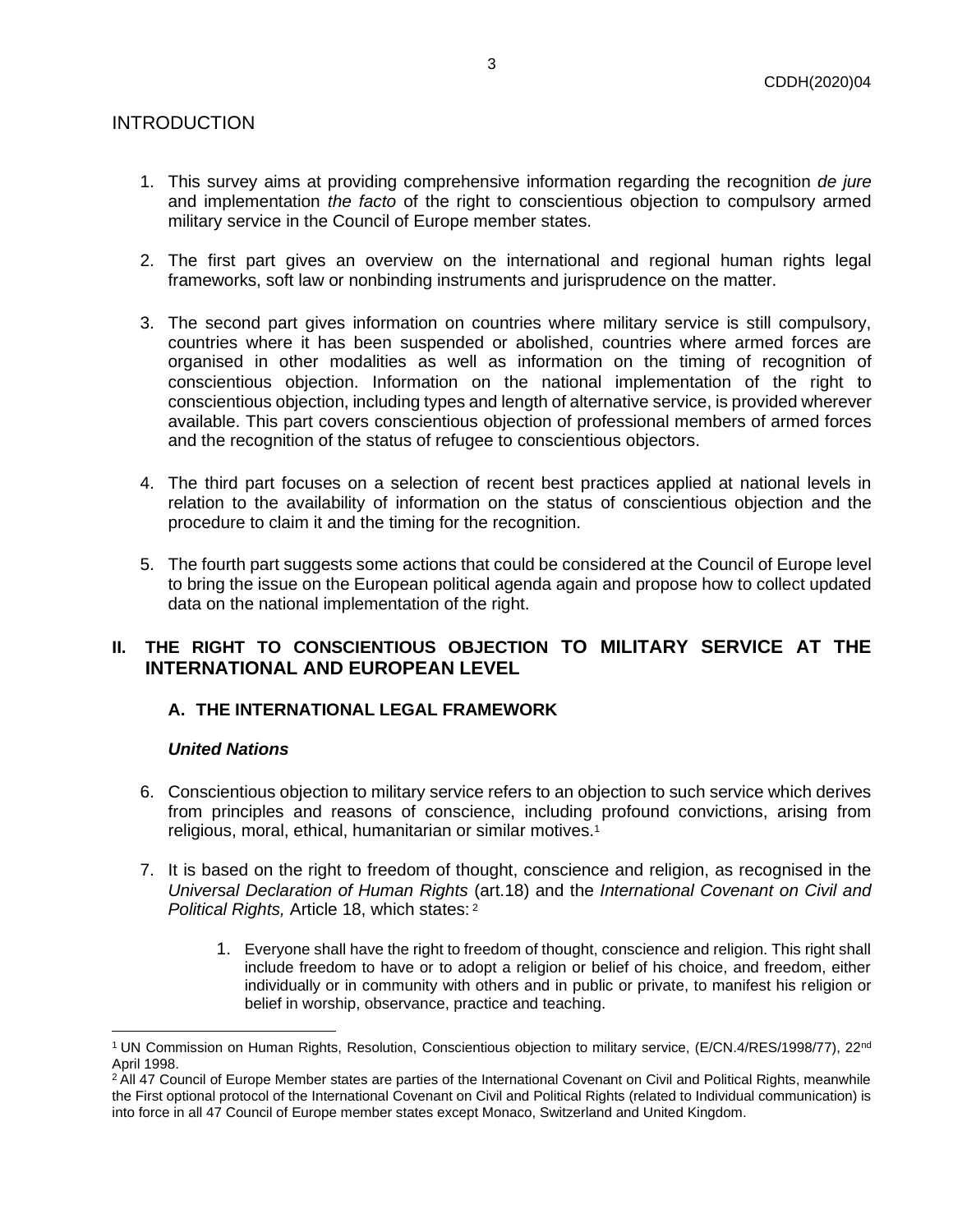## INTRODUCTION

1. This survey aims at providing comprehensive information regarding the recognition *de jure* and implementation *the facto* of the right to conscientious objection to compulsory armed military service in the Council of Europe member states.

2. The first part gives an overview on the international and regional human rights legal frameworks, soft law or nonbinding instruments and jurisprudence on the matter.

3. The second part gives information on countries where military service is still compulsory, countries where it has been suspended or abolished, countries where armed forces are organised in other modalities as well as information on the timing of recognition of conscientious objection. Information on the national implementation of the right to conscientious objection, including types and length of alternative service, is provided wherever available. This part covers conscientious objection of professional members of armed forces and the recognition of the status of refugee to conscientious objectors.

4. The third part focuses on a selection of recent best practices applied at national levels in relation to the availability of information on the status of conscientious objection and the procedure to claim it and the timing for the recognition.

5. The fourth part suggests some actions that could be considered at the Council of Europe level to bring the issue on the European political agenda again and propose how to collect updated data on the national implementation of the right.

## II. THE RIGHT TO CONSCIENTIOUS OBJECTION TO MILITARY SERVICE AT THE INTERNATIONAL AND EUROPEAN LEVEL

### A. THE INTERNATIONAL LEGAL FRAMEWORK

#### *United Nations*

6. Conscientious objection to military service refers to an objection to such service which derives from principles and reasons of conscience, including profound convictions, arising from religious, moral, ethical, humanitarian or similar motives.[1]

7. It is based on the right to freedom of thought, conscience and religion, as recognised in the *Universal Declaration of Human Rights* (art.18) and the *International Covenant on Civil and Political Rights,* Article 18, which states: [2]

    1. Everyone shall have the right to freedom of thought, conscience and religion. This right shall include freedom to have or to adopt a religion or belief of his choice, and freedom, either individually or in community with others and in public or private, to manifest his religion or belief in worship, observance, practice and teaching.

---

[1] UN Commission on Human Rights, Resolution, Conscientious objection to military service, (E/CN.4/RES/1998/77), 22nd April 1998.

[2] All 47 Council of Europe Member states are parties of the International Covenant on Civil and Political Rights, meanwhile the First optional protocol of the International Covenant on Civil and Political Rights (related to Individual communication) is into force in all 47 Council of Europe member states except Monaco, Switzerland and United Kingdom.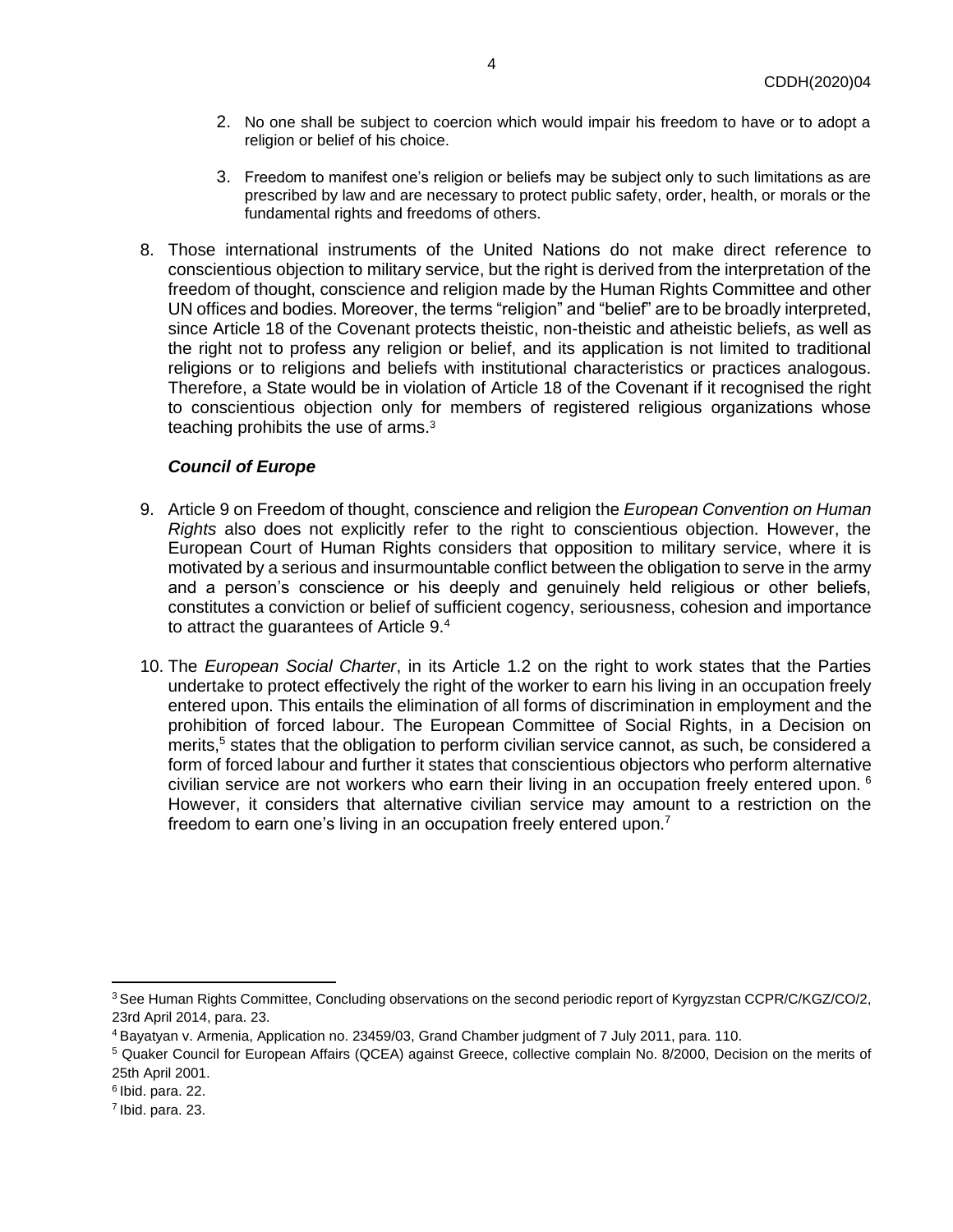2. No one shall be subject to coercion which would impair his freedom to have or to adopt a religion or belief of his choice.

3. Freedom to manifest one's religion or beliefs may be subject only to such limitations as are prescribed by law and are necessary to protect public safety, order, health, or morals or the fundamental rights and freedoms of others.

8. Those international instruments of the United Nations do not make direct reference to conscientious objection to military service, but the right is derived from the interpretation of the freedom of thought, conscience and religion made by the Human Rights Committee and other UN offices and bodies. Moreover, the terms "religion" and "belief" are to be broadly interpreted, since Article 18 of the Covenant protects theistic, non-theistic and atheistic beliefs, as well as the right not to profess any religion or belief, and its application is not limited to traditional religions or to religions and beliefs with institutional characteristics or practices analogous. Therefore, a State would be in violation of Article 18 of the Covenant if it recognised the right to conscientious objection only for members of registered religious organizations whose teaching prohibits the use of arms.[3]

### *Council of Europe*

9. Article 9 on Freedom of thought, conscience and religion the *European Convention on Human Rights* also does not explicitly refer to the right to conscientious objection. However, the European Court of Human Rights considers that opposition to military service, where it is motivated by a serious and insurmountable conflict between the obligation to serve in the army and a person's conscience or his deeply and genuinely held religious or other beliefs, constitutes a conviction or belief of sufficient cogency, seriousness, cohesion and importance to attract the guarantees of Article 9.[4]

10. The *European Social Charter*, in its Article 1.2 on the right to work states that the Parties undertake to protect effectively the right of the worker to earn his living in an occupation freely entered upon. This entails the elimination of all forms of discrimination in employment and the prohibition of forced labour. The European Committee of Social Rights, in a Decision on merits,[5] states that the obligation to perform civilian service cannot, as such, be considered a form of forced labour and further it states that conscientious objectors who perform alternative civilian service are not workers who earn their living in an occupation freely entered upon.[6] However, it considers that alternative civilian service may amount to a restriction on the freedom to earn one's living in an occupation freely entered upon.[7]

---

[3] See Human Rights Committee, Concluding observations on the second periodic report of Kyrgyzstan CCPR/C/KGZ/CO/2, 23rd April 2014, para. 23.

[4] Bayatyan v. Armenia, Application no. 23459/03, Grand Chamber judgment of 7 July 2011, para. 110.

[5] Quaker Council for European Affairs (QCEA) against Greece, collective complain No. 8/2000, Decision on the merits of 25th April 2001.

[6] Ibid. para. 22.

[7] Ibid. para. 23.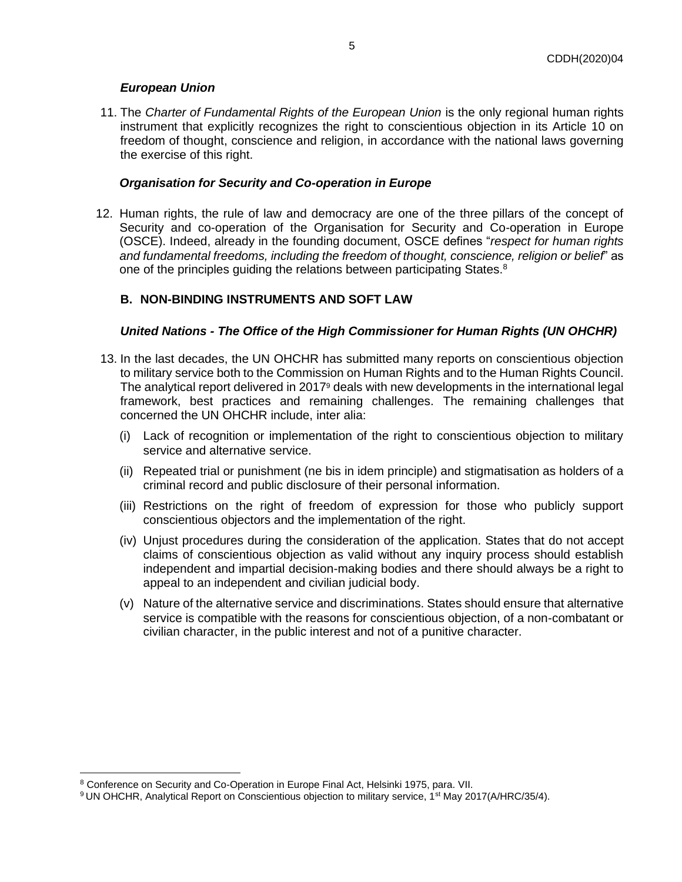***European Union***

11. The *Charter of Fundamental Rights of the European Union* is the only regional human rights instrument that explicitly recognizes the right to conscientious objection in its Article 10 on freedom of thought, conscience and religion, in accordance with the national laws governing the exercise of this right.

***Organisation for Security and Co-operation in Europe***

12. Human rights, the rule of law and democracy are one of the three pillars of the concept of Security and co-operation of the Organisation for Security and Co-operation in Europe (OSCE). Indeed, already in the founding document, OSCE defines "*respect for human rights and fundamental freedoms, including the freedom of thought, conscience, religion or belief*" as one of the principles guiding the relations between participating States.[8]

## B. NON-BINDING INSTRUMENTS AND SOFT LAW

***United Nations - The Office of the High Commissioner for Human Rights (UN OHCHR)***

13. In the last decades, the UN OHCHR has submitted many reports on conscientious objection to military service both to the Commission on Human Rights and to the Human Rights Council. The analytical report delivered in 2017[9] deals with new developments in the international legal framework, best practices and remaining challenges. The remaining challenges that concerned the UN OHCHR include, inter alia:

    (i) Lack of recognition or implementation of the right to conscientious objection to military service and alternative service.

    (ii) Repeated trial or punishment (ne bis in idem principle) and stigmatisation as holders of a criminal record and public disclosure of their personal information.

    (iii) Restrictions on the right of freedom of expression for those who publicly support conscientious objectors and the implementation of the right.

    (iv) Unjust procedures during the consideration of the application. States that do not accept claims of conscientious objection as valid without any inquiry process should establish independent and impartial decision-making bodies and there should always be a right to appeal to an independent and civilian judicial body.

    (v) Nature of the alternative service and discriminations. States should ensure that alternative service is compatible with the reasons for conscientious objection, of a non-combatant or civilian character, in the public interest and not of a punitive character.

---

[8] Conference on Security and Co-Operation in Europe Final Act, Helsinki 1975, para. VII.

[9] UN OHCHR, Analytical Report on Conscientious objection to military service, 1st May 2017(A/HRC/35/4).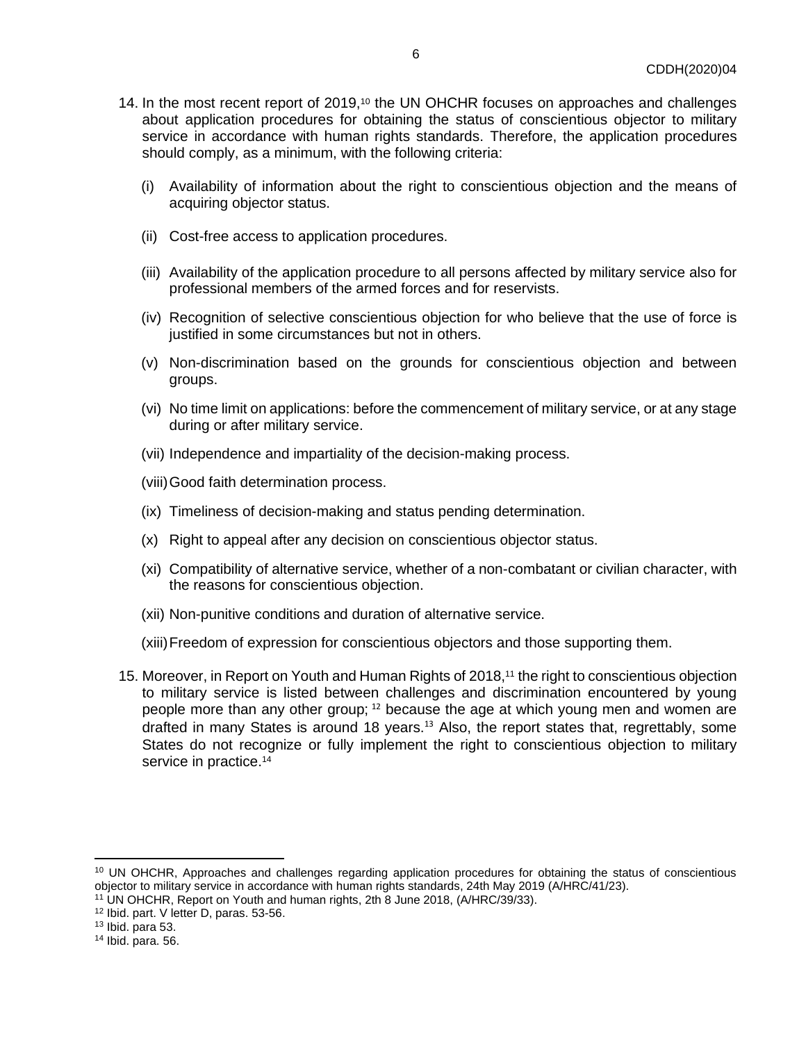14. In the most recent report of 2019,[10] the UN OHCHR focuses on approaches and challenges about application procedures for obtaining the status of conscientious objector to military service in accordance with human rights standards. Therefore, the application procedures should comply, as a minimum, with the following criteria:

    (i) Availability of information about the right to conscientious objection and the means of acquiring objector status.

    (ii) Cost-free access to application procedures.

    (iii) Availability of the application procedure to all persons affected by military service also for professional members of the armed forces and for reservists.

    (iv) Recognition of selective conscientious objection for who believe that the use of force is justified in some circumstances but not in others.

    (v) Non-discrimination based on the grounds for conscientious objection and between groups.

    (vi) No time limit on applications: before the commencement of military service, or at any stage during or after military service.

    (vii) Independence and impartiality of the decision-making process.

    (viii) Good faith determination process.

    (ix) Timeliness of decision-making and status pending determination.

    (x) Right to appeal after any decision on conscientious objector status.

    (xi) Compatibility of alternative service, whether of a non-combatant or civilian character, with the reasons for conscientious objection.

    (xii) Non-punitive conditions and duration of alternative service.

    (xiii) Freedom of expression for conscientious objectors and those supporting them.

15. Moreover, in Report on Youth and Human Rights of 2018,[11] the right to conscientious objection to military service is listed between challenges and discrimination encountered by young people more than any other group; [12] because the age at which young men and women are drafted in many States is around 18 years.[13] Also, the report states that, regrettably, some States do not recognize or fully implement the right to conscientious objection to military service in practice.[14]

---

[10] UN OHCHR, Approaches and challenges regarding application procedures for obtaining the status of conscientious objector to military service in accordance with human rights standards, 24th May 2019 (A/HRC/41/23).

[11] UN OHCHR, Report on Youth and human rights, 2th 8 June 2018, (A/HRC/39/33).

[12] Ibid. part. V letter D, paras. 53-56.

[13] Ibid. para 53.

[14] Ibid. para. 56.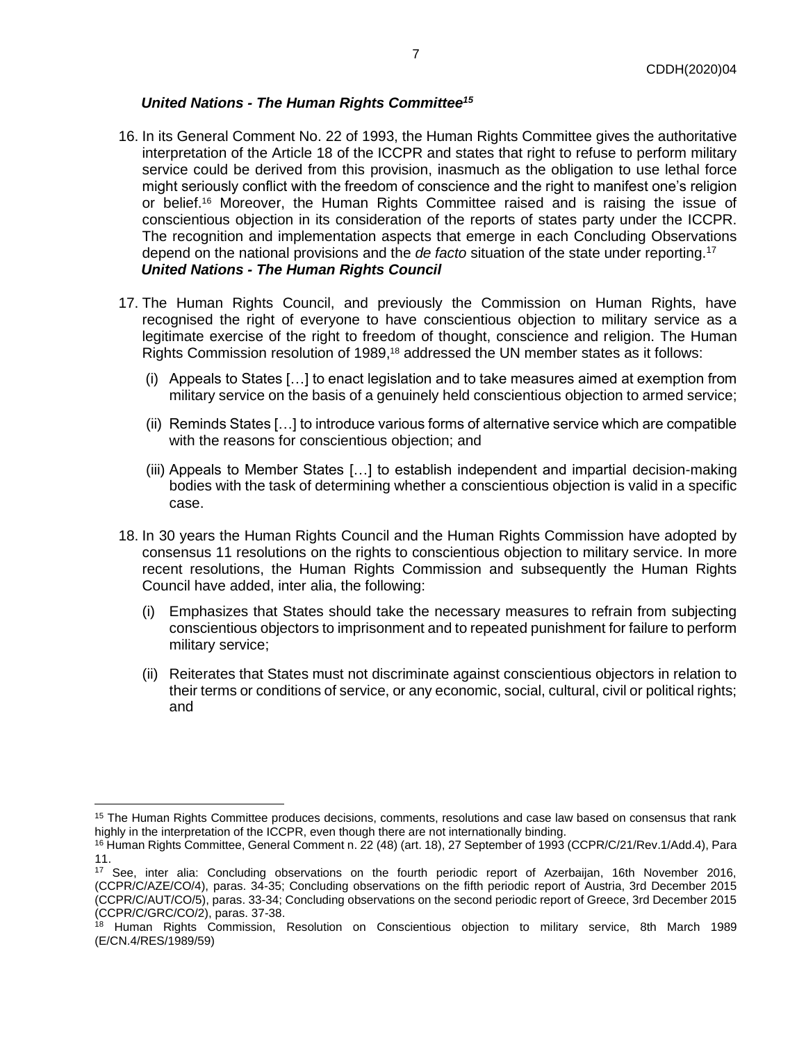### *United Nations - The Human Rights Committee*[15]

16. In its General Comment No. 22 of 1993, the Human Rights Committee gives the authoritative interpretation of the Article 18 of the ICCPR and states that right to refuse to perform military service could be derived from this provision, inasmuch as the obligation to use lethal force might seriously conflict with the freedom of conscience and the right to manifest one's religion or belief.[16] Moreover, the Human Rights Committee raised and is raising the issue of conscientious objection in its consideration of the reports of states party under the ICCPR. The recognition and implementation aspects that emerge in each Concluding Observations depend on the national provisions and the *de facto* situation of the state under reporting.[17]

### *United Nations - The Human Rights Council*

17. The Human Rights Council, and previously the Commission on Human Rights, have recognised the right of everyone to have conscientious objection to military service as a legitimate exercise of the right to freedom of thought, conscience and religion. The Human Rights Commission resolution of 1989,[18] addressed the UN member states as it follows:

    (i) Appeals to States […] to enact legislation and to take measures aimed at exemption from military service on the basis of a genuinely held conscientious objection to armed service;

    (ii) Reminds States […] to introduce various forms of alternative service which are compatible with the reasons for conscientious objection; and

    (iii) Appeals to Member States […] to establish independent and impartial decision-making bodies with the task of determining whether a conscientious objection is valid in a specific case.

18. In 30 years the Human Rights Council and the Human Rights Commission have adopted by consensus 11 resolutions on the rights to conscientious objection to military service. In more recent resolutions, the Human Rights Commission and subsequently the Human Rights Council have added, inter alia, the following:

    (i) Emphasizes that States should take the necessary measures to refrain from subjecting conscientious objectors to imprisonment and to repeated punishment for failure to perform military service;

    (ii) Reiterates that States must not discriminate against conscientious objectors in relation to their terms or conditions of service, or any economic, social, cultural, civil or political rights; and

---

[15] The Human Rights Committee produces decisions, comments, resolutions and case law based on consensus that rank highly in the interpretation of the ICCPR, even though there are not internationally binding.

[16] Human Rights Committee, General Comment n. 22 (48) (art. 18), 27 September of 1993 (CCPR/C/21/Rev.1/Add.4), Para 11.

[17] See, inter alia: Concluding observations on the fourth periodic report of Azerbaijan, 16th November 2016, (CCPR/C/AZE/CO/4), paras. 34-35; Concluding observations on the fifth periodic report of Austria, 3rd December 2015 (CCPR/C/AUT/CO/5), paras. 33-34; Concluding observations on the second periodic report of Greece, 3rd December 2015 (CCPR/C/GRC/CO/2), paras. 37-38.

[18] Human Rights Commission, Resolution on Conscientious objection to military service, 8th March 1989 (E/CN.4/RES/1989/59)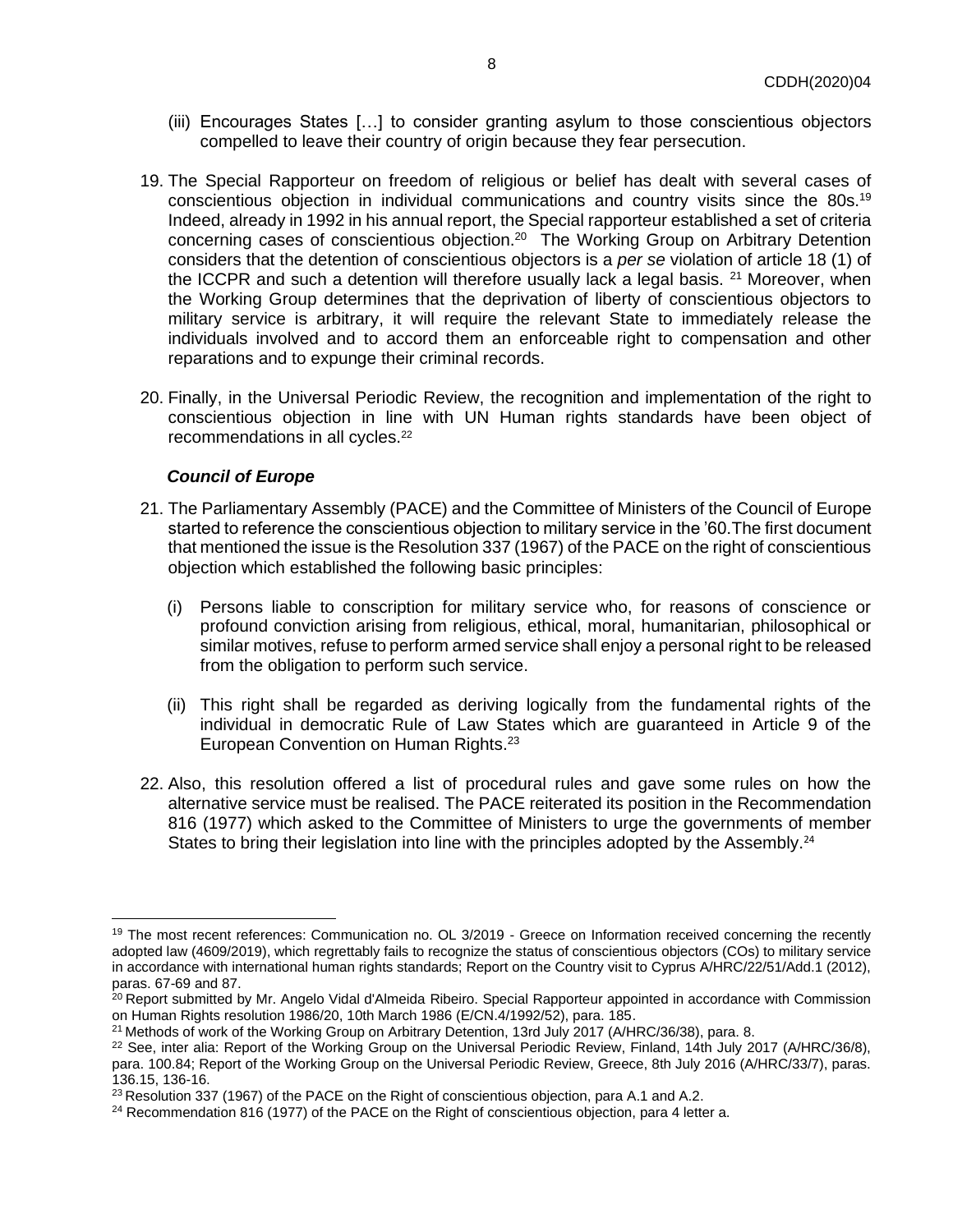(iii) Encourages States […] to consider granting asylum to those conscientious objectors compelled to leave their country of origin because they fear persecution.

19. The Special Rapporteur on freedom of religious or belief has dealt with several cases of conscientious objection in individual communications and country visits since the 80s.[19] Indeed, already in 1992 in his annual report, the Special rapporteur established a set of criteria concerning cases of conscientious objection.[20] The Working Group on Arbitrary Detention considers that the detention of conscientious objectors is a *per se* violation of article 18 (1) of the ICCPR and such a detention will therefore usually lack a legal basis. [21] Moreover, when the Working Group determines that the deprivation of liberty of conscientious objectors to military service is arbitrary, it will require the relevant State to immediately release the individuals involved and to accord them an enforceable right to compensation and other reparations and to expunge their criminal records.

20. Finally, in the Universal Periodic Review, the recognition and implementation of the right to conscientious objection in line with UN Human rights standards have been object of recommendations in all cycles.[22]

***Council of Europe***

21. The Parliamentary Assembly (PACE) and the Committee of Ministers of the Council of Europe started to reference the conscientious objection to military service in the '60.The first document that mentioned the issue is the Resolution 337 (1967) of the PACE on the right of conscientious objection which established the following basic principles:

    (i) Persons liable to conscription for military service who, for reasons of conscience or profound conviction arising from religious, ethical, moral, humanitarian, philosophical or similar motives, refuse to perform armed service shall enjoy a personal right to be released from the obligation to perform such service.

    (ii) This right shall be regarded as deriving logically from the fundamental rights of the individual in democratic Rule of Law States which are guaranteed in Article 9 of the European Convention on Human Rights.[23]

22. Also, this resolution offered a list of procedural rules and gave some rules on how the alternative service must be realised. The PACE reiterated its position in the Recommendation 816 (1977) which asked to the Committee of Ministers to urge the governments of member States to bring their legislation into line with the principles adopted by the Assembly.[24]

---

[19] The most recent references: Communication no. OL 3/2019 - Greece on Information received concerning the recently adopted law (4609/2019), which regrettably fails to recognize the status of conscientious objectors (COs) to military service in accordance with international human rights standards; Report on the Country visit to Cyprus A/HRC/22/51/Add.1 (2012), paras. 67-69 and 87.

[20] Report submitted by Mr. Angelo Vidal d'Almeida Ribeiro. Special Rapporteur appointed in accordance with Commission on Human Rights resolution 1986/20, 10th March 1986 (E/CN.4/1992/52), para. 185.

[21] Methods of work of the Working Group on Arbitrary Detention, 13rd July 2017 (A/HRC/36/38), para. 8.

[22] See, inter alia: Report of the Working Group on the Universal Periodic Review, Finland, 14th July 2017 (A/HRC/36/8), para. 100.84; Report of the Working Group on the Universal Periodic Review, Greece, 8th July 2016 (A/HRC/33/7), paras. 136.15, 136-16.

[23] Resolution 337 (1967) of the PACE on the Right of conscientious objection, para A.1 and A.2.

[24] Recommendation 816 (1977) of the PACE on the Right of conscientious objection, para 4 letter a.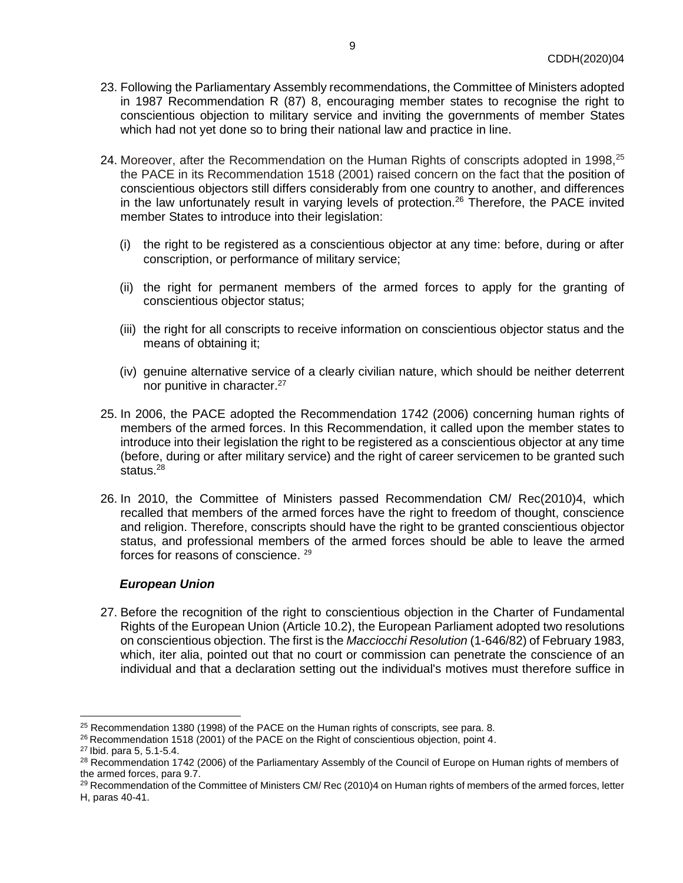23. Following the Parliamentary Assembly recommendations, the Committee of Ministers adopted in 1987 Recommendation R (87) 8, encouraging member states to recognise the right to conscientious objection to military service and inviting the governments of member States which had not yet done so to bring their national law and practice in line.

24. Moreover, after the Recommendation on the Human Rights of conscripts adopted in 1998,[25] the PACE in its Recommendation 1518 (2001) raised concern on the fact that the position of conscientious objectors still differs considerably from one country to another, and differences in the law unfortunately result in varying levels of protection.[26] Therefore, the PACE invited member States to introduce into their legislation:

    (i) the right to be registered as a conscientious objector at any time: before, during or after conscription, or performance of military service;

    (ii) the right for permanent members of the armed forces to apply for the granting of conscientious objector status;

    (iii) the right for all conscripts to receive information on conscientious objector status and the means of obtaining it;

    (iv) genuine alternative service of a clearly civilian nature, which should be neither deterrent nor punitive in character.[27]

25. In 2006, the PACE adopted the Recommendation 1742 (2006) concerning human rights of members of the armed forces. In this Recommendation, it called upon the member states to introduce into their legislation the right to be registered as a conscientious objector at any time (before, during or after military service) and the right of career servicemen to be granted such status.[28]

26. In 2010, the Committee of Ministers passed Recommendation CM/ Rec(2010)4, which recalled that members of the armed forces have the right to freedom of thought, conscience and religion. Therefore, conscripts should have the right to be granted conscientious objector status, and professional members of the armed forces should be able to leave the armed forces for reasons of conscience. [29]

***European Union***

27. Before the recognition of the right to conscientious objection in the Charter of Fundamental Rights of the European Union (Article 10.2), the European Parliament adopted two resolutions on conscientious objection. The first is the *Macciocchi Resolution* (1-646/82) of February 1983, which, iter alia, pointed out that no court or commission can penetrate the conscience of an individual and that a declaration setting out the individual's motives must therefore suffice in

---

[25] Recommendation 1380 (1998) of the PACE on the Human rights of conscripts, see para. 8.

[26] Recommendation 1518 (2001) of the PACE on the Right of conscientious objection, point 4.

[27] Ibid. para 5, 5.1-5.4.

[28] Recommendation 1742 (2006) of the Parliamentary Assembly of the Council of Europe on Human rights of members of the armed forces, para 9.7.

[29] Recommendation of the Committee of Ministers CM/ Rec (2010)4 on Human rights of members of the armed forces, letter H, paras 40-41.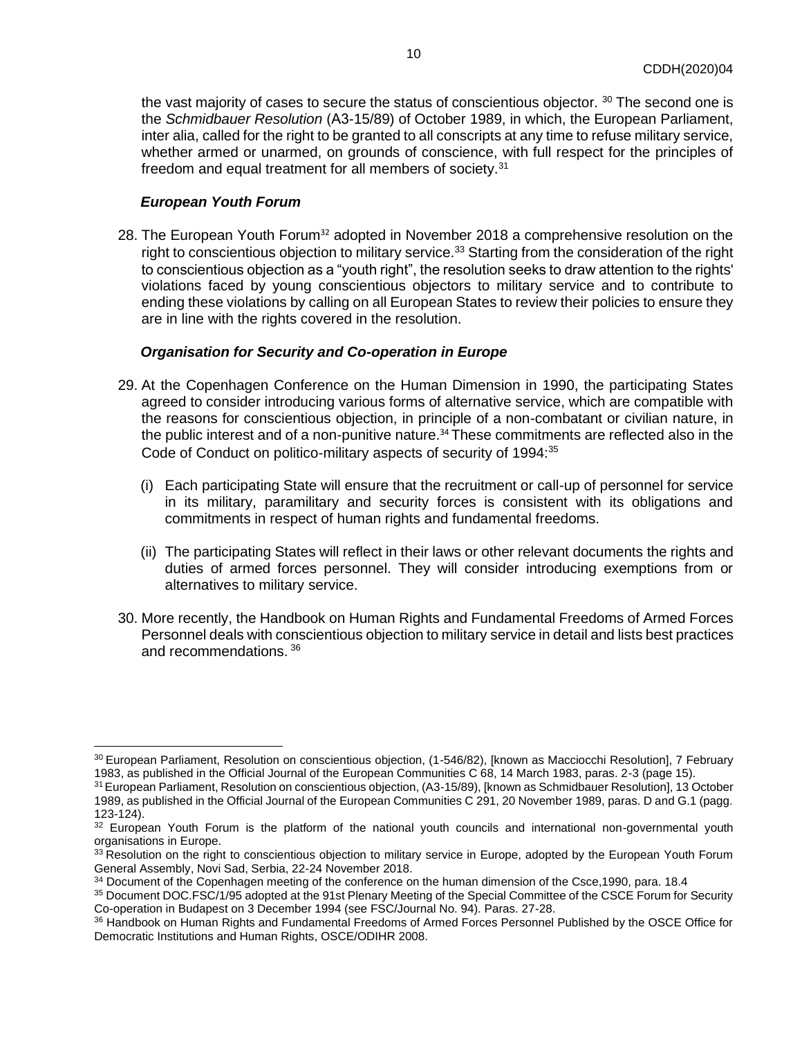the vast majority of cases to secure the status of conscientious objector. [30] The second one is the *Schmidbauer Resolution* (A3-15/89) of October 1989, in which, the European Parliament, inter alia, called for the right to be granted to all conscripts at any time to refuse military service, whether armed or unarmed, on grounds of conscience, with full respect for the principles of freedom and equal treatment for all members of society.[31]

### *European Youth Forum*

28. The European Youth Forum[32] adopted in November 2018 a comprehensive resolution on the right to conscientious objection to military service.[33] Starting from the consideration of the right to conscientious objection as a "youth right", the resolution seeks to draw attention to the rights' violations faced by young conscientious objectors to military service and to contribute to ending these violations by calling on all European States to review their policies to ensure they are in line with the rights covered in the resolution.

### *Organisation for Security and Co-operation in Europe*

29. At the Copenhagen Conference on the Human Dimension in 1990, the participating States agreed to consider introducing various forms of alternative service, which are compatible with the reasons for conscientious objection, in principle of a non-combatant or civilian nature, in the public interest and of a non-punitive nature.[34] These commitments are reflected also in the Code of Conduct on politico-military aspects of security of 1994:[35]

   (i) Each participating State will ensure that the recruitment or call-up of personnel for service in its military, paramilitary and security forces is consistent with its obligations and commitments in respect of human rights and fundamental freedoms.

   (ii) The participating States will reflect in their laws or other relevant documents the rights and duties of armed forces personnel. They will consider introducing exemptions from or alternatives to military service.

30. More recently, the Handbook on Human Rights and Fundamental Freedoms of Armed Forces Personnel deals with conscientious objection to military service in detail and lists best practices and recommendations. [36]

---

[30] European Parliament, Resolution on conscientious objection, (1-546/82), [known as Macciocchi Resolution], 7 February 1983, as published in the Official Journal of the European Communities C 68, 14 March 1983, paras. 2-3 (page 15).

[31] European Parliament, Resolution on conscientious objection, (A3-15/89), [known as Schmidbauer Resolution], 13 October 1989, as published in the Official Journal of the European Communities C 291, 20 November 1989, paras. D and G.1 (pagg. 123-124).

[32] European Youth Forum is the platform of the national youth councils and international non-governmental youth organisations in Europe.

[33] Resolution on the right to conscientious objection to military service in Europe, adopted by the European Youth Forum General Assembly, Novi Sad, Serbia, 22-24 November 2018.

[34] Document of the Copenhagen meeting of the conference on the human dimension of the Csce,1990, para. 18.4

[35] Document DOC.FSC/1/95 adopted at the 91st Plenary Meeting of the Special Committee of the CSCE Forum for Security Co-operation in Budapest on 3 December 1994 (see FSC/Journal No. 94). Paras. 27-28.

[36] Handbook on Human Rights and Fundamental Freedoms of Armed Forces Personnel Published by the OSCE Office for Democratic Institutions and Human Rights, OSCE/ODIHR 2008.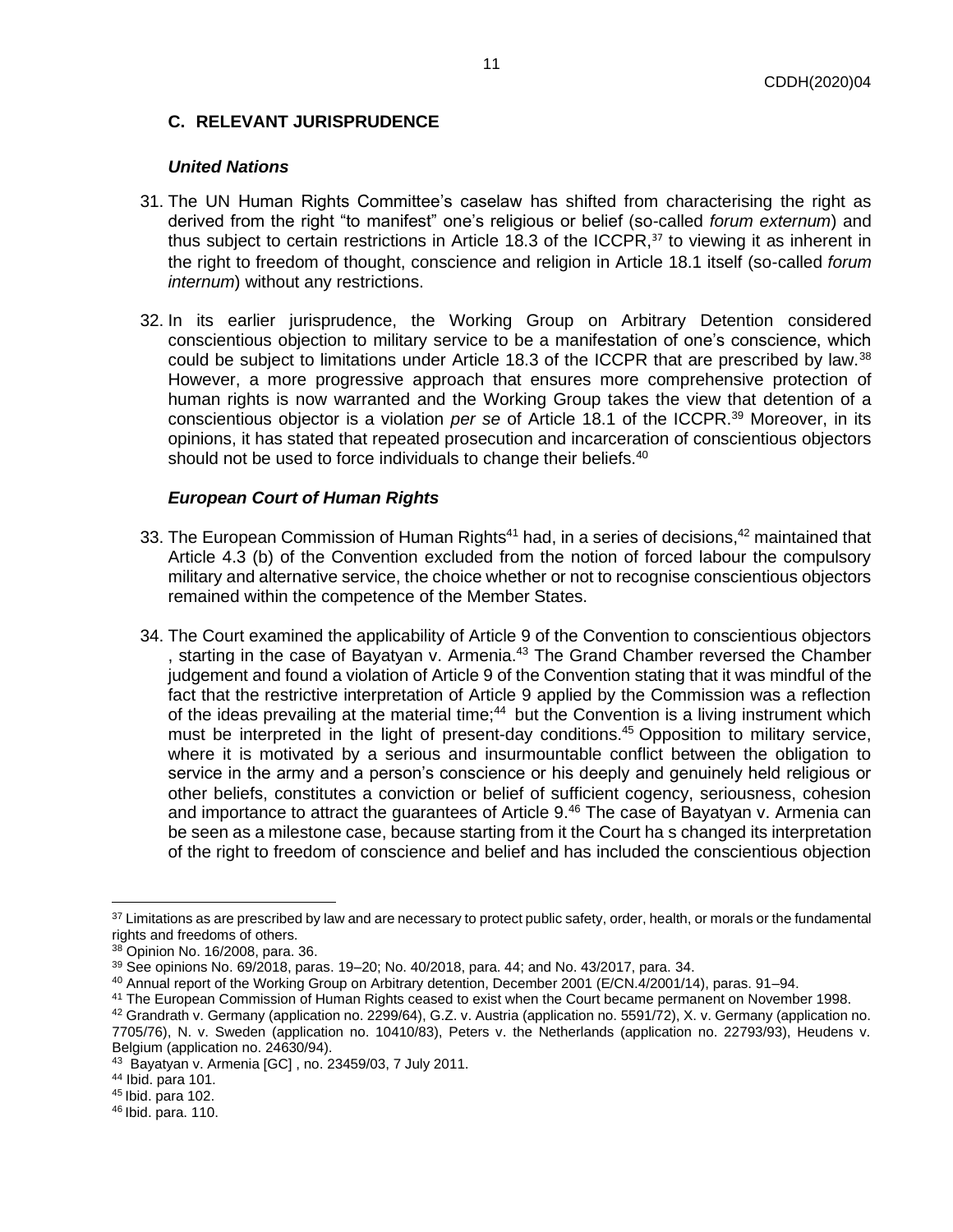## C. RELEVANT JURISPRUDENCE

### *United Nations*

31. The UN Human Rights Committee's caselaw has shifted from characterising the right as derived from the right "to manifest" one's religious or belief (so-called *forum externum*) and thus subject to certain restrictions in Article 18.3 of the ICCPR,[37] to viewing it as inherent in the right to freedom of thought, conscience and religion in Article 18.1 itself (so-called *forum internum*) without any restrictions.

32. In its earlier jurisprudence, the Working Group on Arbitrary Detention considered conscientious objection to military service to be a manifestation of one's conscience, which could be subject to limitations under Article 18.3 of the ICCPR that are prescribed by law.[38] However, a more progressive approach that ensures more comprehensive protection of human rights is now warranted and the Working Group takes the view that detention of a conscientious objector is a violation *per se* of Article 18.1 of the ICCPR.[39] Moreover, in its opinions, it has stated that repeated prosecution and incarceration of conscientious objectors should not be used to force individuals to change their beliefs.[40]

### *European Court of Human Rights*

33. The European Commission of Human Rights[41] had, in a series of decisions,[42] maintained that Article 4.3 (b) of the Convention excluded from the notion of forced labour the compulsory military and alternative service, the choice whether or not to recognise conscientious objectors remained within the competence of the Member States.

34. The Court examined the applicability of Article 9 of the Convention to conscientious objectors , starting in the case of Bayatyan v. Armenia.[43] The Grand Chamber reversed the Chamber judgement and found a violation of Article 9 of the Convention stating that it was mindful of the fact that the restrictive interpretation of Article 9 applied by the Commission was a reflection of the ideas prevailing at the material time;[44] but the Convention is a living instrument which must be interpreted in the light of present-day conditions.[45] Opposition to military service, where it is motivated by a serious and insurmountable conflict between the obligation to service in the army and a person's conscience or his deeply and genuinely held religious or other beliefs, constitutes a conviction or belief of sufficient cogency, seriousness, cohesion and importance to attract the guarantees of Article 9.[46] The case of Bayatyan v. Armenia can be seen as a milestone case, because starting from it the Court ha s changed its interpretation of the right to freedom of conscience and belief and has included the conscientious objection

---

[37] Limitations as are prescribed by law and are necessary to protect public safety, order, health, or morals or the fundamental rights and freedoms of others.

[38] Opinion No. 16/2008, para. 36.

[39] See opinions No. 69/2018, paras. 19–20; No. 40/2018, para. 44; and No. 43/2017, para. 34.

[40] Annual report of the Working Group on Arbitrary detention, December 2001 (E/CN.4/2001/14), paras. 91–94.

[41] The European Commission of Human Rights ceased to exist when the Court became permanent on November 1998.

[42] Grandrath v. Germany (application no. 2299/64), G.Z. v. Austria (application no. 5591/72), X. v. Germany (application no. 7705/76), N. v. Sweden (application no. 10410/83), Peters v. the Netherlands (application no. 22793/93), Heudens v. Belgium (application no. 24630/94).

[43] Bayatyan v. Armenia [GC] , no. 23459/03, 7 July 2011.

[44] Ibid. para 101.

[45] Ibid. para 102.

[46] Ibid. para. 110.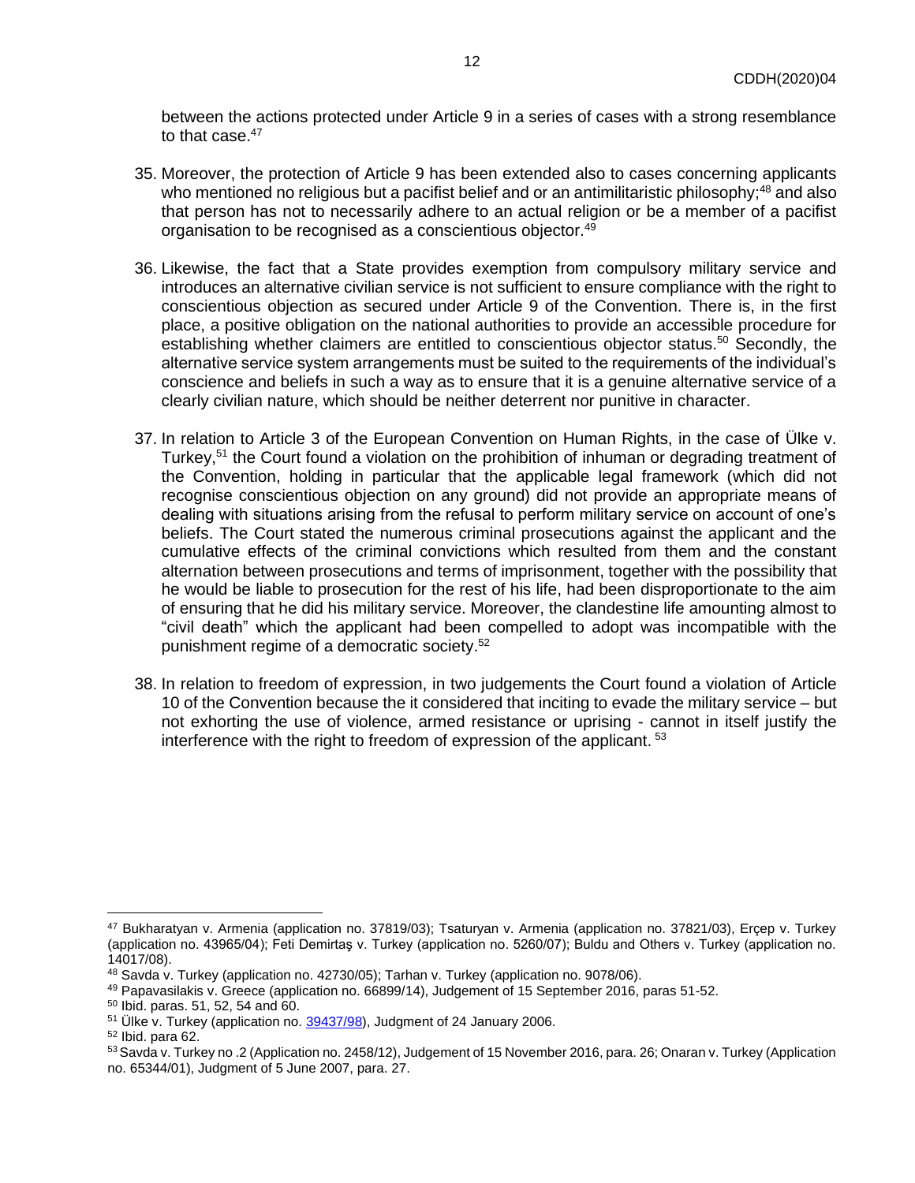between the actions protected under Article 9 in a series of cases with a strong resemblance to that case.[47]

35. Moreover, the protection of Article 9 has been extended also to cases concerning applicants who mentioned no religious but a pacifist belief and or an antimilitaristic philosophy;[48] and also that person has not to necessarily adhere to an actual religion or be a member of a pacifist organisation to be recognised as a conscientious objector.[49]

36. Likewise, the fact that a State provides exemption from compulsory military service and introduces an alternative civilian service is not sufficient to ensure compliance with the right to conscientious objection as secured under Article 9 of the Convention. There is, in the first place, a positive obligation on the national authorities to provide an accessible procedure for establishing whether claimers are entitled to conscientious objector status.[50] Secondly, the alternative service system arrangements must be suited to the requirements of the individual's conscience and beliefs in such a way as to ensure that it is a genuine alternative service of a clearly civilian nature, which should be neither deterrent nor punitive in character.

37. In relation to Article 3 of the European Convention on Human Rights, in the case of Ülke v. Turkey,[51] the Court found a violation on the prohibition of inhuman or degrading treatment of the Convention, holding in particular that the applicable legal framework (which did not recognise conscientious objection on any ground) did not provide an appropriate means of dealing with situations arising from the refusal to perform military service on account of one's beliefs. The Court stated the numerous criminal prosecutions against the applicant and the cumulative effects of the criminal convictions which resulted from them and the constant alternation between prosecutions and terms of imprisonment, together with the possibility that he would be liable to prosecution for the rest of his life, had been disproportionate to the aim of ensuring that he did his military service. Moreover, the clandestine life amounting almost to "civil death" which the applicant had been compelled to adopt was incompatible with the punishment regime of a democratic society.[52]

38. In relation to freedom of expression, in two judgements the Court found a violation of Article 10 of the Convention because the it considered that inciting to evade the military service – but not exhorting the use of violence, armed resistance or uprising - cannot in itself justify the interference with the right to freedom of expression of the applicant. [53]

---

[47] Bukharatyan v. Armenia (application no. 37819/03); Tsaturyan v. Armenia (application no. 37821/03), Erçep v. Turkey (application no. 43965/04); Feti Demirtaş v. Turkey (application no. 5260/07); Buldu and Others v. Turkey (application no. 14017/08).

[48] Savda v. Turkey (application no. 42730/05); Tarhan v. Turkey (application no. 9078/06).

[49] Papavasilakis v. Greece (application no. 66899/14), Judgement of 15 September 2016, paras 51-52.

[50] Ibid. paras. 51, 52, 54 and 60.

[51] Ülke v. Turkey (application no. 39437/98), Judgment of 24 January 2006.

[52] Ibid. para 62.

[53] Savda v. Turkey no .2 (Application no. 2458/12), Judgement of 15 November 2016, para. 26; Onaran v. Turkey (Application no. 65344/01), Judgment of 5 June 2007, para. 27.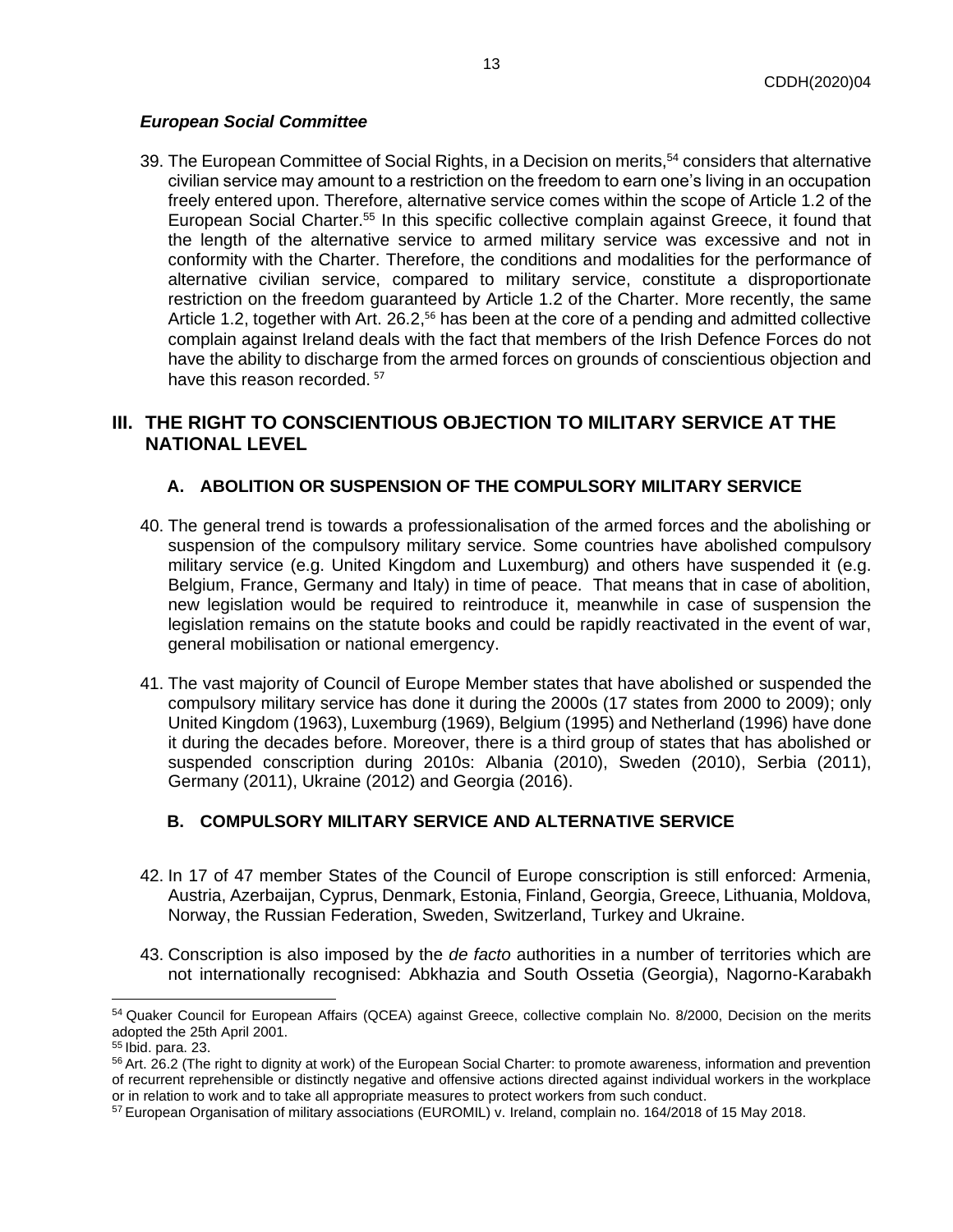### *European Social Committee*

39. The European Committee of Social Rights, in a Decision on merits,[54] considers that alternative civilian service may amount to a restriction on the freedom to earn one's living in an occupation freely entered upon. Therefore, alternative service comes within the scope of Article 1.2 of the European Social Charter.[55] In this specific collective complain against Greece, it found that the length of the alternative service to armed military service was excessive and not in conformity with the Charter. Therefore, the conditions and modalities for the performance of alternative civilian service, compared to military service, constitute a disproportionate restriction on the freedom guaranteed by Article 1.2 of the Charter. More recently, the same Article 1.2, together with Art. 26.2,[56] has been at the core of a pending and admitted collective complain against Ireland deals with the fact that members of the Irish Defence Forces do not have the ability to discharge from the armed forces on grounds of conscientious objection and have this reason recorded. [57]

## III. THE RIGHT TO CONSCIENTIOUS OBJECTION TO MILITARY SERVICE AT THE NATIONAL LEVEL

### A. ABOLITION OR SUSPENSION OF THE COMPULSORY MILITARY SERVICE

40. The general trend is towards a professionalisation of the armed forces and the abolishing or suspension of the compulsory military service. Some countries have abolished compulsory military service (e.g. United Kingdom and Luxemburg) and others have suspended it (e.g. Belgium, France, Germany and Italy) in time of peace. That means that in case of abolition, new legislation would be required to reintroduce it, meanwhile in case of suspension the legislation remains on the statute books and could be rapidly reactivated in the event of war, general mobilisation or national emergency.

41. The vast majority of Council of Europe Member states that have abolished or suspended the compulsory military service has done it during the 2000s (17 states from 2000 to 2009); only United Kingdom (1963), Luxemburg (1969), Belgium (1995) and Netherland (1996) have done it during the decades before. Moreover, there is a third group of states that has abolished or suspended conscription during 2010s: Albania (2010), Sweden (2010), Serbia (2011), Germany (2011), Ukraine (2012) and Georgia (2016).

### B. COMPULSORY MILITARY SERVICE AND ALTERNATIVE SERVICE

42. In 17 of 47 member States of the Council of Europe conscription is still enforced: Armenia, Austria, Azerbaijan, Cyprus, Denmark, Estonia, Finland, Georgia, Greece, Lithuania, Moldova, Norway, the Russian Federation, Sweden, Switzerland, Turkey and Ukraine.

43. Conscription is also imposed by the *de facto* authorities in a number of territories which are not internationally recognised: Abkhazia and South Ossetia (Georgia), Nagorno-Karabakh

---

[54] Quaker Council for European Affairs (QCEA) against Greece, collective complain No. 8/2000, Decision on the merits adopted the 25th April 2001.

[55] Ibid. para. 23.

[56] Art. 26.2 (The right to dignity at work) of the European Social Charter: to promote awareness, information and prevention of recurrent reprehensible or distinctly negative and offensive actions directed against individual workers in the workplace or in relation to work and to take all appropriate measures to protect workers from such conduct.

[57] European Organisation of military associations (EUROMIL) v. Ireland, complain no. 164/2018 of 15 May 2018.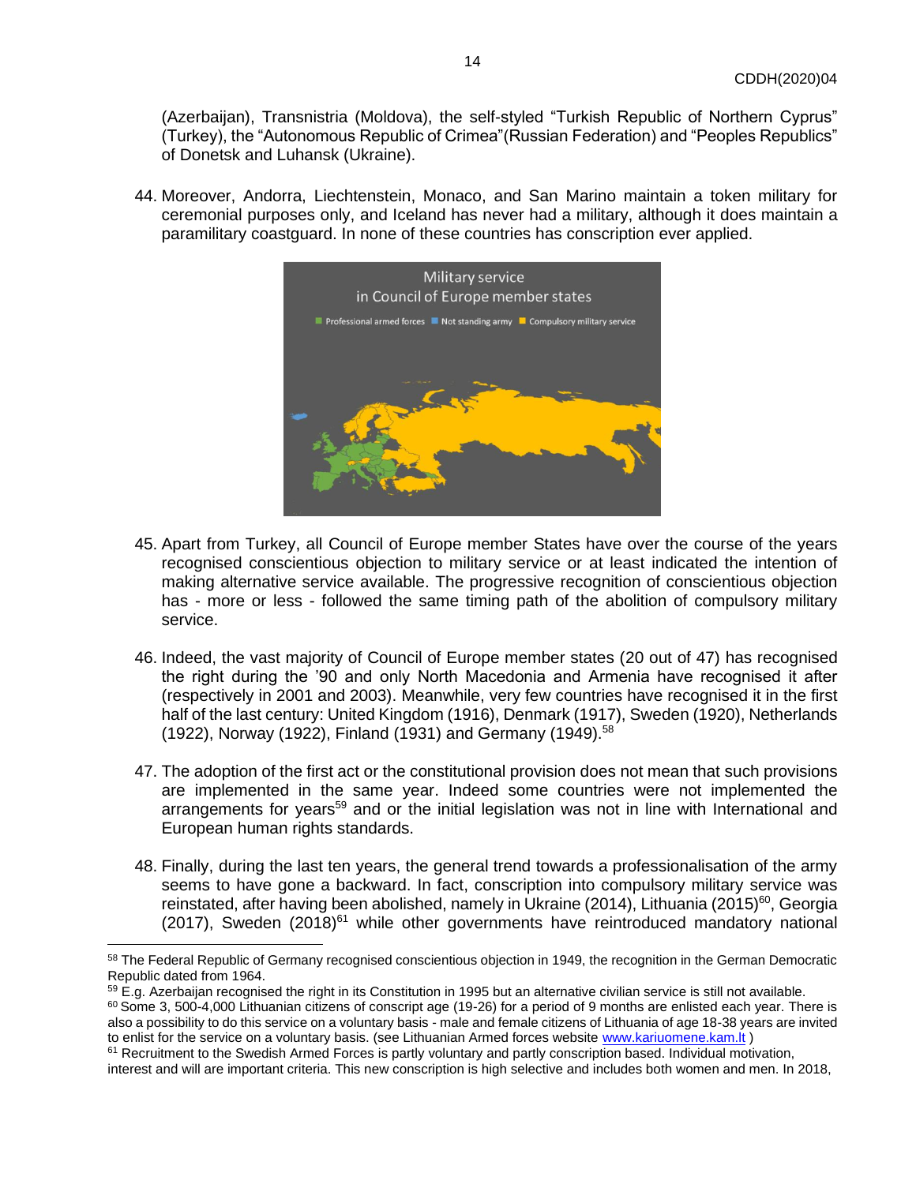(Azerbaijan), Transnistria (Moldova), the self-styled "Turkish Republic of Northern Cyprus" (Turkey), the "Autonomous Republic of Crimea"(Russian Federation) and "Peoples Republics" of Donetsk and Luhansk (Ukraine).

44. Moreover, Andorra, Liechtenstein, Monaco, and San Marino maintain a token military for ceremonial purposes only, and Iceland has never had a military, although it does maintain a paramilitary coastguard. In none of these countries has conscription ever applied.

Military service in Council of Europe member states

Professional armed forces | Not standing army | Compulsory military service

45. Apart from Turkey, all Council of Europe member States have over the course of the years recognised conscientious objection to military service or at least indicated the intention of making alternative service available. The progressive recognition of conscientious objection has - more or less - followed the same timing path of the abolition of compulsory military service.

46. Indeed, the vast majority of Council of Europe member states (20 out of 47) has recognised the right during the '90 and only North Macedonia and Armenia have recognised it after (respectively in 2001 and 2003). Meanwhile, very few countries have recognised it in the first half of the last century: United Kingdom (1916), Denmark (1917), Sweden (1920), Netherlands (1922), Norway (1922), Finland (1931) and Germany (1949).[58]

47. The adoption of the first act or the constitutional provision does not mean that such provisions are implemented in the same year. Indeed some countries were not implemented the arrangements for years[59] and or the initial legislation was not in line with International and European human rights standards.

48. Finally, during the last ten years, the general trend towards a professionalisation of the army seems to have gone a backward. In fact, conscription into compulsory military service was reinstated, after having been abolished, namely in Ukraine (2014), Lithuania (2015)[60], Georgia (2017), Sweden (2018)[61] while other governments have reintroduced mandatory national

---

[58] The Federal Republic of Germany recognised conscientious objection in 1949, the recognition in the German Democratic Republic dated from 1964.

[59] E.g. Azerbaijan recognised the right in its Constitution in 1995 but an alternative civilian service is still not available.

[60] Some 3, 500-4,000 Lithuanian citizens of conscript age (19-26) for a period of 9 months are enlisted each year. There is also a possibility to do this service on a voluntary basis - male and female citizens of Lithuania of age 18-38 years are invited to enlist for the service on a voluntary basis. (see Lithuanian Armed forces website www.kariuomene.kam.lt )

[61] Recruitment to the Swedish Armed Forces is partly voluntary and partly conscription based. Individual motivation, interest and will are important criteria. This new conscription is high selective and includes both women and men. In 2018,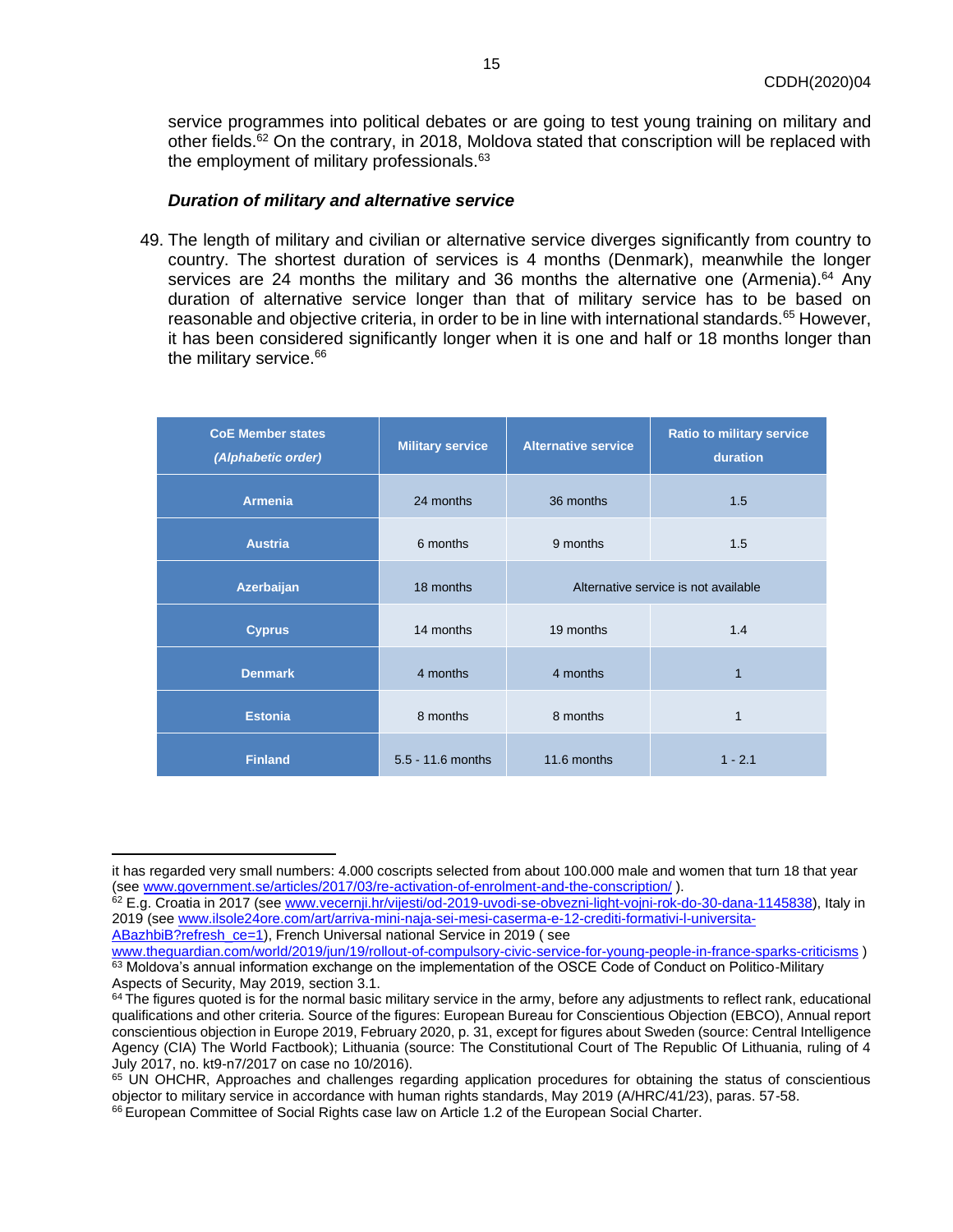service programmes into political debates or are going to test young training on military and other fields.[62] On the contrary, in 2018, Moldova stated that conscription will be replaced with the employment of military professionals.[63]

***Duration of military and alternative service***

49. The length of military and civilian or alternative service diverges significantly from country to country. The shortest duration of services is 4 months (Denmark), meanwhile the longer services are 24 months the military and 36 months the alternative one (Armenia).[64] Any duration of alternative service longer than that of military service has to be based on reasonable and objective criteria, in order to be in line with international standards.[65] However, it has been considered significantly longer when it is one and half or 18 months longer than the military service.[66]

| CoE Member states *(Alphabetic order)* | Military service | Alternative service | Ratio to military service duration |
|---|---|---|---|
| **Armenia** | 24 months | 36 months | 1.5 |
| **Austria** | 6 months | 9 months | 1.5 |
| **Azerbaijan** | 18 months | Alternative service is not available | |
| **Cyprus** | 14 months | 19 months | 1.4 |
| **Denmark** | 4 months | 4 months | 1 |
| **Estonia** | 8 months | 8 months | 1 |
| **Finland** | 5.5 - 11.6 months | 11.6 months | 1 - 2.1 |

---

it has regarded very small numbers: 4.000 coscripts selected from about 100.000 male and women that turn 18 that year (see www.government.se/articles/2017/03/re-activation-of-enrolment-and-the-conscription/ ).

[62] E.g. Croatia in 2017 (see www.vecernji.hr/vijesti/od-2019-uvodi-se-obvezni-light-vojni-rok-do-30-dana-1145838), Italy in 2019 (see www.ilsole24ore.com/art/arriva-mini-naja-sei-mesi-caserma-e-12-crediti-formativi-l-universita-ABazhbiB?refresh_ce=1), French Universal national Service in 2019 ( see www.theguardian.com/world/2019/jun/19/rollout-of-compulsory-civic-service-for-young-people-in-france-sparks-criticisms )

[63] Moldova's annual information exchange on the implementation of the OSCE Code of Conduct on Politico-Military Aspects of Security, May 2019, section 3.1.

[64] The figures quoted is for the normal basic military service in the army, before any adjustments to reflect rank, educational qualifications and other criteria. Source of the figures: European Bureau for Conscientious Objection (EBCO), Annual report conscientious objection in Europe 2019, February 2020, p. 31, except for figures about Sweden (source: Central Intelligence Agency (CIA) The World Factbook); Lithuania (source: The Constitutional Court of The Republic Of Lithuania, ruling of 4 July 2017, no. kt9-n7/2017 on case no 10/2016).

[65] UN OHCHR, Approaches and challenges regarding application procedures for obtaining the status of conscientious objector to military service in accordance with human rights standards, May 2019 (A/HRC/41/23), paras. 57-58.

[66] European Committee of Social Rights case law on Article 1.2 of the European Social Charter.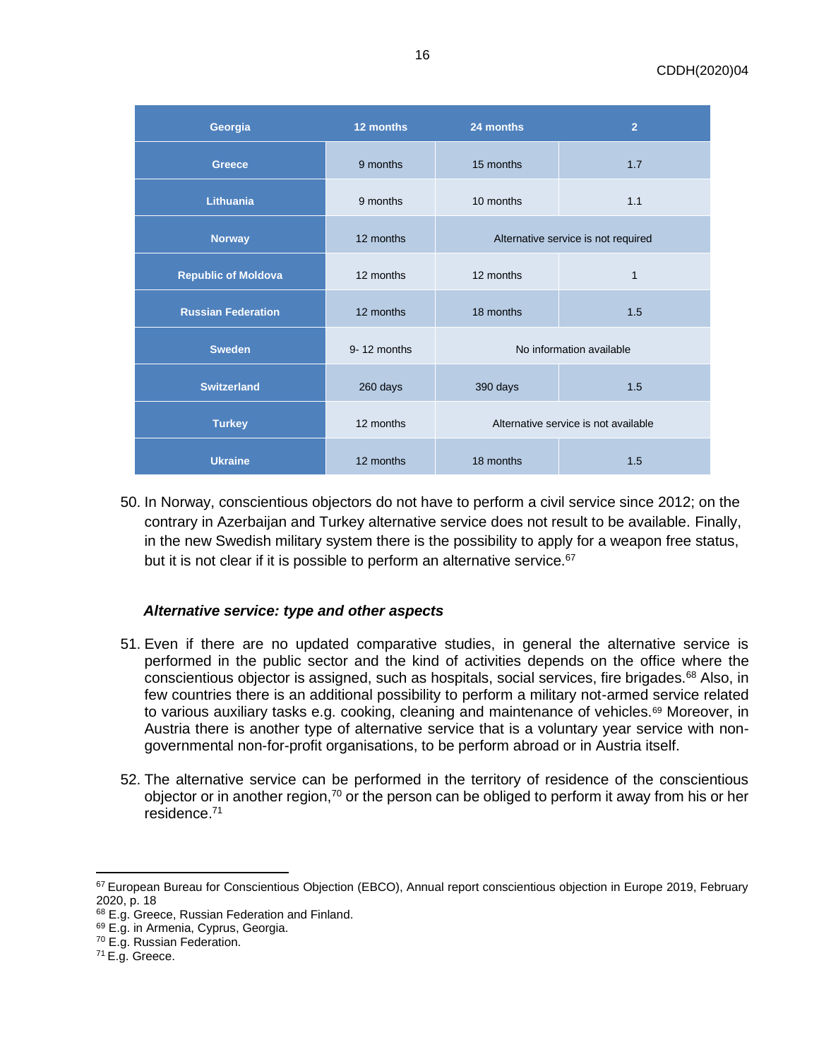| Georgia | 12 months | 24 months | 2 |
|---|---|---|---|
| Greece | 9 months | 15 months | 1.7 |
| Lithuania | 9 months | 10 months | 1.1 |
| Norway | 12 months | Alternative service is not required | |
| Republic of Moldova | 12 months | 12 months | 1 |
| Russian Federation | 12 months | 18 months | 1.5 |
| Sweden | 9- 12 months | No information available | |
| Switzerland | 260 days | 390 days | 1.5 |
| Turkey | 12 months | Alternative service is not available | |
| Ukraine | 12 months | 18 months | 1.5 |

50. In Norway, conscientious objectors do not have to perform a civil service since 2012; on the contrary in Azerbaijan and Turkey alternative service does not result to be available. Finally, in the new Swedish military system there is the possibility to apply for a weapon free status, but it is not clear if it is possible to perform an alternative service.[67]

***Alternative service: type and other aspects***

51. Even if there are no updated comparative studies, in general the alternative service is performed in the public sector and the kind of activities depends on the office where the conscientious objector is assigned, such as hospitals, social services, fire brigades.[68] Also, in few countries there is an additional possibility to perform a military not-armed service related to various auxiliary tasks e.g. cooking, cleaning and maintenance of vehicles.[69] Moreover, in Austria there is another type of alternative service that is a voluntary year service with non-governmental non-for-profit organisations, to be perform abroad or in Austria itself.

52. The alternative service can be performed in the territory of residence of the conscientious objector or in another region,[70] or the person can be obliged to perform it away from his or her residence.[71]

---

[67] European Bureau for Conscientious Objection (EBCO), Annual report conscientious objection in Europe 2019, February 2020, p. 18

[68] E.g. Greece, Russian Federation and Finland.

[69] E.g. in Armenia, Cyprus, Georgia.

[70] E.g. Russian Federation.

[71] E.g. Greece.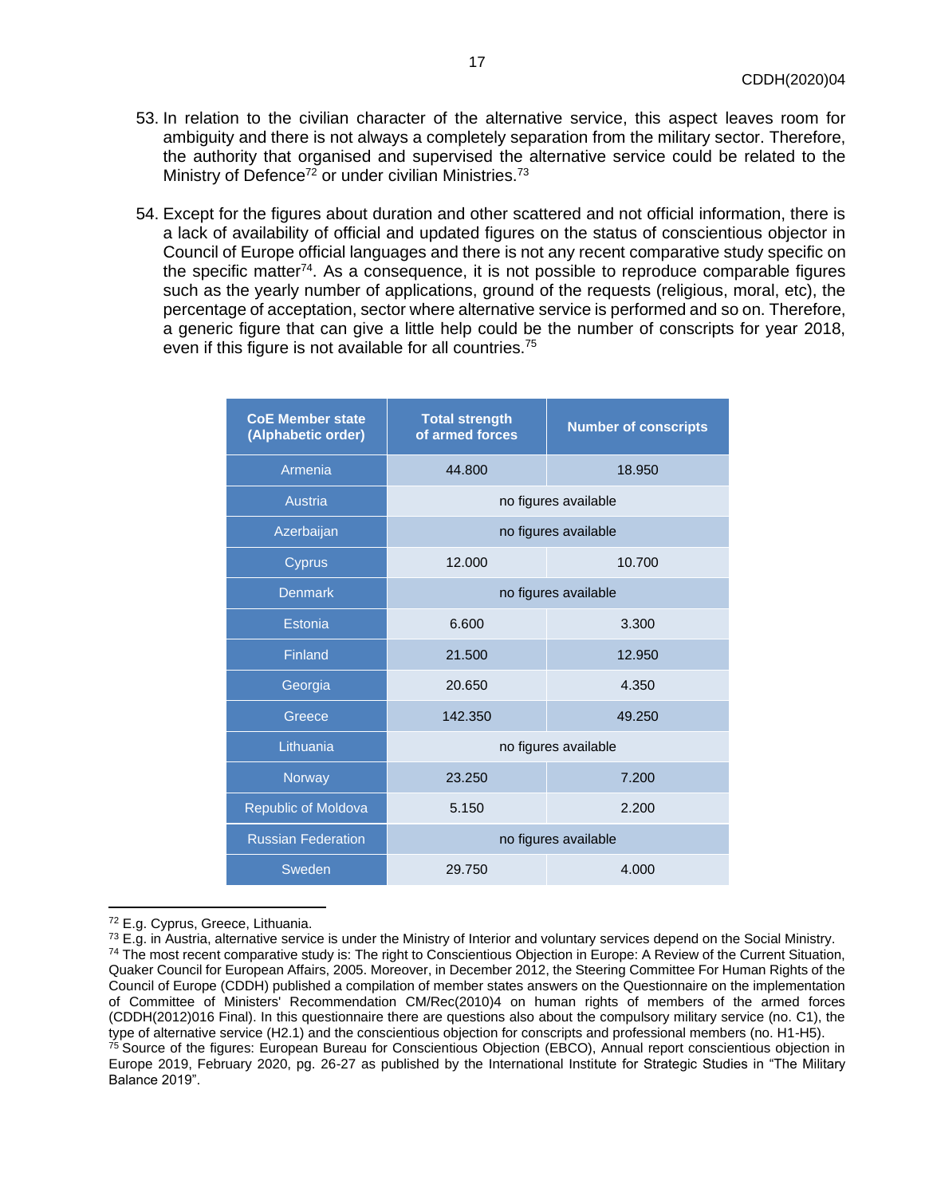53. In relation to the civilian character of the alternative service, this aspect leaves room for ambiguity and there is not always a completely separation from the military sector. Therefore, the authority that organised and supervised the alternative service could be related to the Ministry of Defence[72] or under civilian Ministries.[73]

54. Except for the figures about duration and other scattered and not official information, there is a lack of availability of official and updated figures on the status of conscientious objector in Council of Europe official languages and there is not any recent comparative study specific on the specific matter[74]. As a consequence, it is not possible to reproduce comparable figures such as the yearly number of applications, ground of the requests (religious, moral, etc), the percentage of acceptation, sector where alternative service is performed and so on. Therefore, a generic figure that can give a little help could be the number of conscripts for year 2018, even if this figure is not available for all countries.[75]

| CoE Member state (Alphabetic order) | Total strength of armed forces | Number of conscripts |
|---|---|---|
| Armenia | 44.800 | 18.950 |
| Austria | no figures available | |
| Azerbaijan | no figures available | |
| Cyprus | 12.000 | 10.700 |
| Denmark | no figures available | |
| Estonia | 6.600 | 3.300 |
| Finland | 21.500 | 12.950 |
| Georgia | 20.650 | 4.350 |
| Greece | 142.350 | 49.250 |
| Lithuania | no figures available | |
| Norway | 23.250 | 7.200 |
| Republic of Moldova | 5.150 | 2.200 |
| Russian Federation | no figures available | |
| Sweden | 29.750 | 4.000 |

---

[72] E.g. Cyprus, Greece, Lithuania.

[73] E.g. in Austria, alternative service is under the Ministry of Interior and voluntary services depend on the Social Ministry.

[74] The most recent comparative study is: The right to Conscientious Objection in Europe: A Review of the Current Situation, Quaker Council for European Affairs, 2005. Moreover, in December 2012, the Steering Committee For Human Rights of the Council of Europe (CDDH) published a compilation of member states answers on the Questionnaire on the implementation of Committee of Ministers' Recommendation CM/Rec(2010)4 on human rights of members of the armed forces (CDDH(2012)016 Final). In this questionnaire there are questions also about the compulsory military service (no. C1), the type of alternative service (H2.1) and the conscientious objection for conscripts and professional members (no. H1-H5).

[75] Source of the figures: European Bureau for Conscientious Objection (EBCO), Annual report conscientious objection in Europe 2019, February 2020, pg. 26-27 as published by the International Institute for Strategic Studies in "The Military Balance 2019".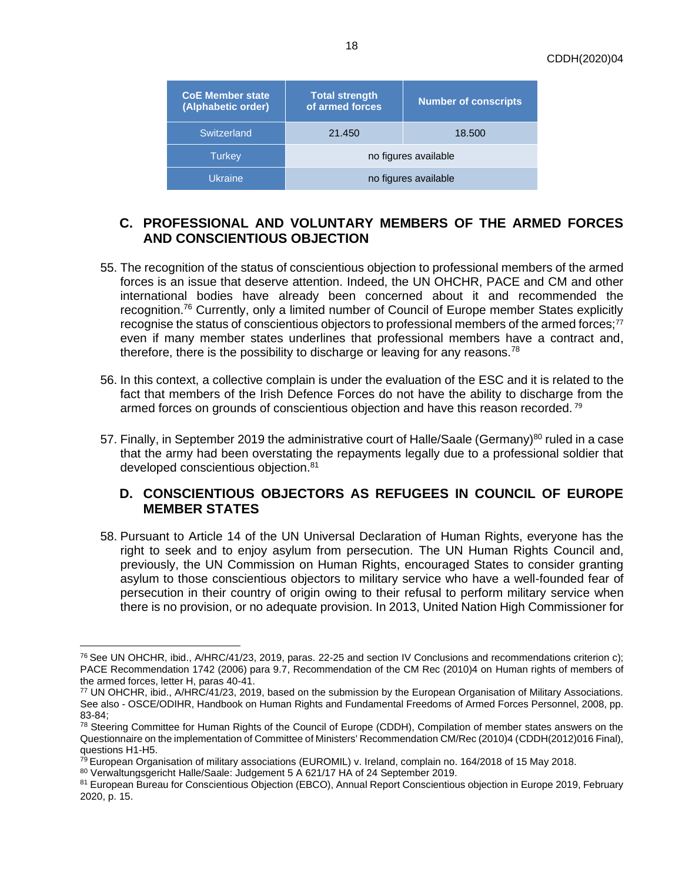| CoE Member state (Alphabetic order) | Total strength of armed forces | Number of conscripts |
|---|---|---|
| Switzerland | 21.450 | 18.500 |
| Turkey | no figures available | |
| Ukraine | no figures available | |

## C. PROFESSIONAL AND VOLUNTARY MEMBERS OF THE ARMED FORCES AND CONSCIENTIOUS OBJECTION

55. The recognition of the status of conscientious objection to professional members of the armed forces is an issue that deserve attention. Indeed, the UN OHCHR, PACE and CM and other international bodies have already been concerned about it and recommended the recognition.[76] Currently, only a limited number of Council of Europe member States explicitly recognise the status of conscientious objectors to professional members of the armed forces;[77] even if many member states underlines that professional members have a contract and, therefore, there is the possibility to discharge or leaving for any reasons.[78]

56. In this context, a collective complain is under the evaluation of the ESC and it is related to the fact that members of the Irish Defence Forces do not have the ability to discharge from the armed forces on grounds of conscientious objection and have this reason recorded. [79]

57. Finally, in September 2019 the administrative court of Halle/Saale (Germany)[80] ruled in a case that the army had been overstating the repayments legally due to a professional soldier that developed conscientious objection.[81]

## D. CONSCIENTIOUS OBJECTORS AS REFUGEES IN COUNCIL OF EUROPE MEMBER STATES

58. Pursuant to Article 14 of the UN Universal Declaration of Human Rights, everyone has the right to seek and to enjoy asylum from persecution. The UN Human Rights Council and, previously, the UN Commission on Human Rights, encouraged States to consider granting asylum to those conscientious objectors to military service who have a well-founded fear of persecution in their country of origin owing to their refusal to perform military service when there is no provision, or no adequate provision. In 2013, United Nation High Commissioner for

---

[76] See UN OHCHR, ibid., A/HRC/41/23, 2019, paras. 22-25 and section IV Conclusions and recommendations criterion c); PACE Recommendation 1742 (2006) para 9.7, Recommendation of the CM Rec (2010)4 on Human rights of members of the armed forces, letter H, paras 40-41.

[77] UN OHCHR, ibid., A/HRC/41/23, 2019, based on the submission by the European Organisation of Military Associations. See also - OSCE/ODIHR, Handbook on Human Rights and Fundamental Freedoms of Armed Forces Personnel, 2008, pp. 83-84;

[78] Steering Committee for Human Rights of the Council of Europe (CDDH), Compilation of member states answers on the Questionnaire on the implementation of Committee of Ministers' Recommendation CM/Rec (2010)4 (CDDH(2012)016 Final), questions H1-H5.

[79] European Organisation of military associations (EUROMIL) v. Ireland, complain no. 164/2018 of 15 May 2018.

[80] Verwaltungsgericht Halle/Saale: Judgement 5 A 621/17 HA of 24 September 2019.

[81] European Bureau for Conscientious Objection (EBCO), Annual Report Conscientious objection in Europe 2019, February 2020, p. 15.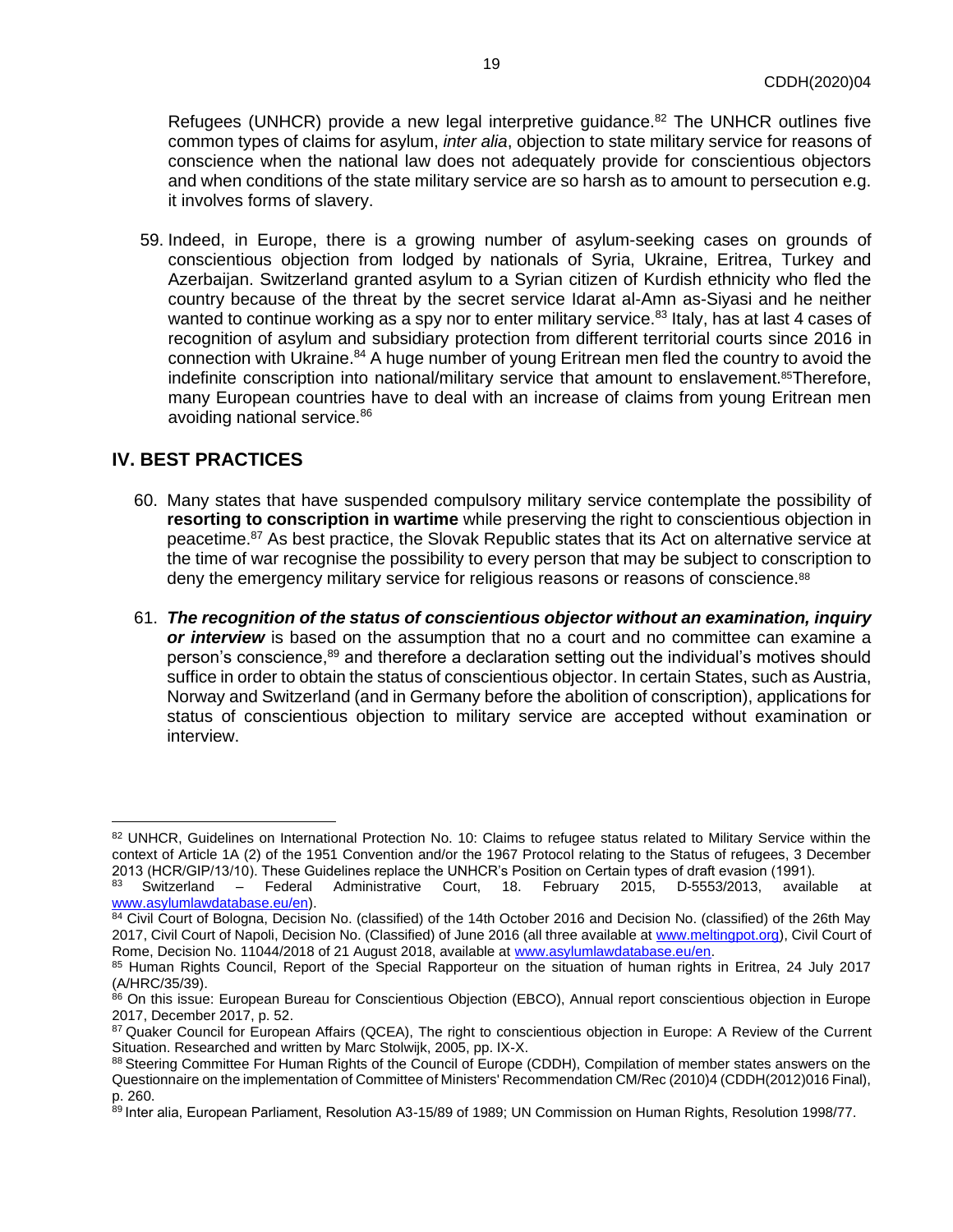Refugees (UNHCR) provide a new legal interpretive guidance.[82] The UNHCR outlines five common types of claims for asylum, *inter alia*, objection to state military service for reasons of conscience when the national law does not adequately provide for conscientious objectors and when conditions of the state military service are so harsh as to amount to persecution e.g. it involves forms of slavery.

59. Indeed, in Europe, there is a growing number of asylum-seeking cases on grounds of conscientious objection from lodged by nationals of Syria, Ukraine, Eritrea, Turkey and Azerbaijan. Switzerland granted asylum to a Syrian citizen of Kurdish ethnicity who fled the country because of the threat by the secret service Idarat al-Amn as-Siyasi and he neither wanted to continue working as a spy nor to enter military service.[83] Italy, has at last 4 cases of recognition of asylum and subsidiary protection from different territorial courts since 2016 in connection with Ukraine.[84] A huge number of young Eritrean men fled the country to avoid the indefinite conscription into national/military service that amount to enslavement.[85]Therefore, many European countries have to deal with an increase of claims from young Eritrean men avoiding national service.[86]

## IV. BEST PRACTICES

60. Many states that have suspended compulsory military service contemplate the possibility of **resorting to conscription in wartime** while preserving the right to conscientious objection in peacetime.[87] As best practice, the Slovak Republic states that its Act on alternative service at the time of war recognise the possibility to every person that may be subject to conscription to deny the emergency military service for religious reasons or reasons of conscience.[88]

61. ***The recognition of the status of conscientious objector without an examination, inquiry or interview*** is based on the assumption that no a court and no committee can examine a person's conscience,[89] and therefore a declaration setting out the individual's motives should suffice in order to obtain the status of conscientious objector. In certain States, such as Austria, Norway and Switzerland (and in Germany before the abolition of conscription), applications for status of conscientious objection to military service are accepted without examination or interview.

---

[82] UNHCR, Guidelines on International Protection No. 10: Claims to refugee status related to Military Service within the context of Article 1A (2) of the 1951 Convention and/or the 1967 Protocol relating to the Status of refugees, 3 December 2013 (HCR/GIP/13/10). These Guidelines replace the UNHCR's Position on Certain types of draft evasion (1991).

[83] Switzerland – Federal Administrative Court, 18. February 2015, D-5553/2013, available at www.asylumlawdatabase.eu/en).

[84] Civil Court of Bologna, Decision No. (classified) of the 14th October 2016 and Decision No. (classified) of the 26th May 2017, Civil Court of Napoli, Decision No. (Classified) of June 2016 (all three available at www.meltingpot.org), Civil Court of Rome, Decision No. 11044/2018 of 21 August 2018, available at www.asylumlawdatabase.eu/en.

[85] Human Rights Council, Report of the Special Rapporteur on the situation of human rights in Eritrea, 24 July 2017 (A/HRC/35/39).

[86] On this issue: European Bureau for Conscientious Objection (EBCO), Annual report conscientious objection in Europe 2017, December 2017, p. 52.

[87] Quaker Council for European Affairs (QCEA), The right to conscientious objection in Europe: A Review of the Current Situation. Researched and written by Marc Stolwijk, 2005, pp. IX-X.

[88] Steering Committee For Human Rights of the Council of Europe (CDDH), Compilation of member states answers on the Questionnaire on the implementation of Committee of Ministers' Recommendation CM/Rec (2010)4 (CDDH(2012)016 Final), p. 260.

[89] Inter alia, European Parliament, Resolution A3-15/89 of 1989; UN Commission on Human Rights, Resolution 1998/77.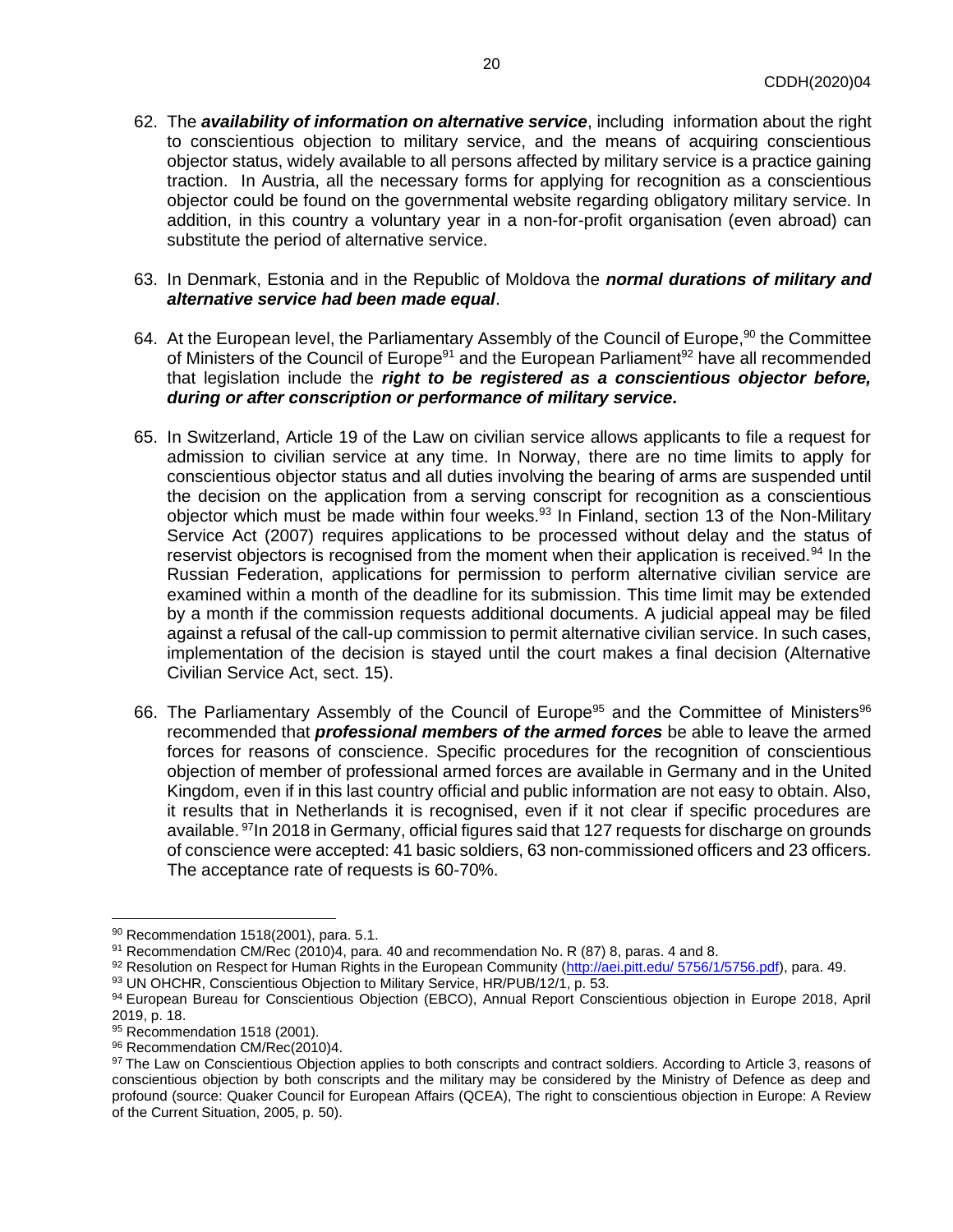62. The ***availability of information on alternative service***, including information about the right to conscientious objection to military service, and the means of acquiring conscientious objector status, widely available to all persons affected by military service is a practice gaining traction. In Austria, all the necessary forms for applying for recognition as a conscientious objector could be found on the governmental website regarding obligatory military service. In addition, in this country a voluntary year in a non-for-profit organisation (even abroad) can substitute the period of alternative service.

63. In Denmark, Estonia and in the Republic of Moldova the ***normal durations of military and alternative service had been made equal***.

64. At the European level, the Parliamentary Assembly of the Council of Europe,[90] the Committee of Ministers of the Council of Europe[91] and the European Parliament[92] have all recommended that legislation include the ***right to be registered as a conscientious objector before, during or after conscription or performance of military service*****.**

65. In Switzerland, Article 19 of the Law on civilian service allows applicants to file a request for admission to civilian service at any time. In Norway, there are no time limits to apply for conscientious objector status and all duties involving the bearing of arms are suspended until the decision on the application from a serving conscript for recognition as a conscientious objector which must be made within four weeks.[93] In Finland, section 13 of the Non-Military Service Act (2007) requires applications to be processed without delay and the status of reservist objectors is recognised from the moment when their application is received.[94] In the Russian Federation, applications for permission to perform alternative civilian service are examined within a month of the deadline for its submission. This time limit may be extended by a month if the commission requests additional documents. A judicial appeal may be filed against a refusal of the call-up commission to permit alternative civilian service. In such cases, implementation of the decision is stayed until the court makes a final decision (Alternative Civilian Service Act, sect. 15).

66. The Parliamentary Assembly of the Council of Europe[95] and the Committee of Ministers[96] recommended that ***professional members of the armed forces*** be able to leave the armed forces for reasons of conscience. Specific procedures for the recognition of conscientious objection of member of professional armed forces are available in Germany and in the United Kingdom, even if in this last country official and public information are not easy to obtain. Also, it results that in Netherlands it is recognised, even if it not clear if specific procedures are available. [97]In 2018 in Germany, official figures said that 127 requests for discharge on grounds of conscience were accepted: 41 basic soldiers, 63 non-commissioned officers and 23 officers. The acceptance rate of requests is 60-70%.

---

[90] Recommendation 1518(2001), para. 5.1.

[91] Recommendation CM/Rec (2010)4, para. 40 and recommendation No. R (87) 8, paras. 4 and 8.

[92] Resolution on Respect for Human Rights in the European Community (http://aei.pitt.edu/ 5756/1/5756.pdf), para. 49.

[93] UN OHCHR, Conscientious Objection to Military Service, HR/PUB/12/1, p. 53.

[94] European Bureau for Conscientious Objection (EBCO), Annual Report Conscientious objection in Europe 2018, April 2019, p. 18.

[95] Recommendation 1518 (2001).

[96] Recommendation CM/Rec(2010)4.

[97] The Law on Conscientious Objection applies to both conscripts and contract soldiers. According to Article 3, reasons of conscientious objection by both conscripts and the military may be considered by the Ministry of Defence as deep and profound (source: Quaker Council for European Affairs (QCEA), The right to conscientious objection in Europe: A Review of the Current Situation, 2005, p. 50).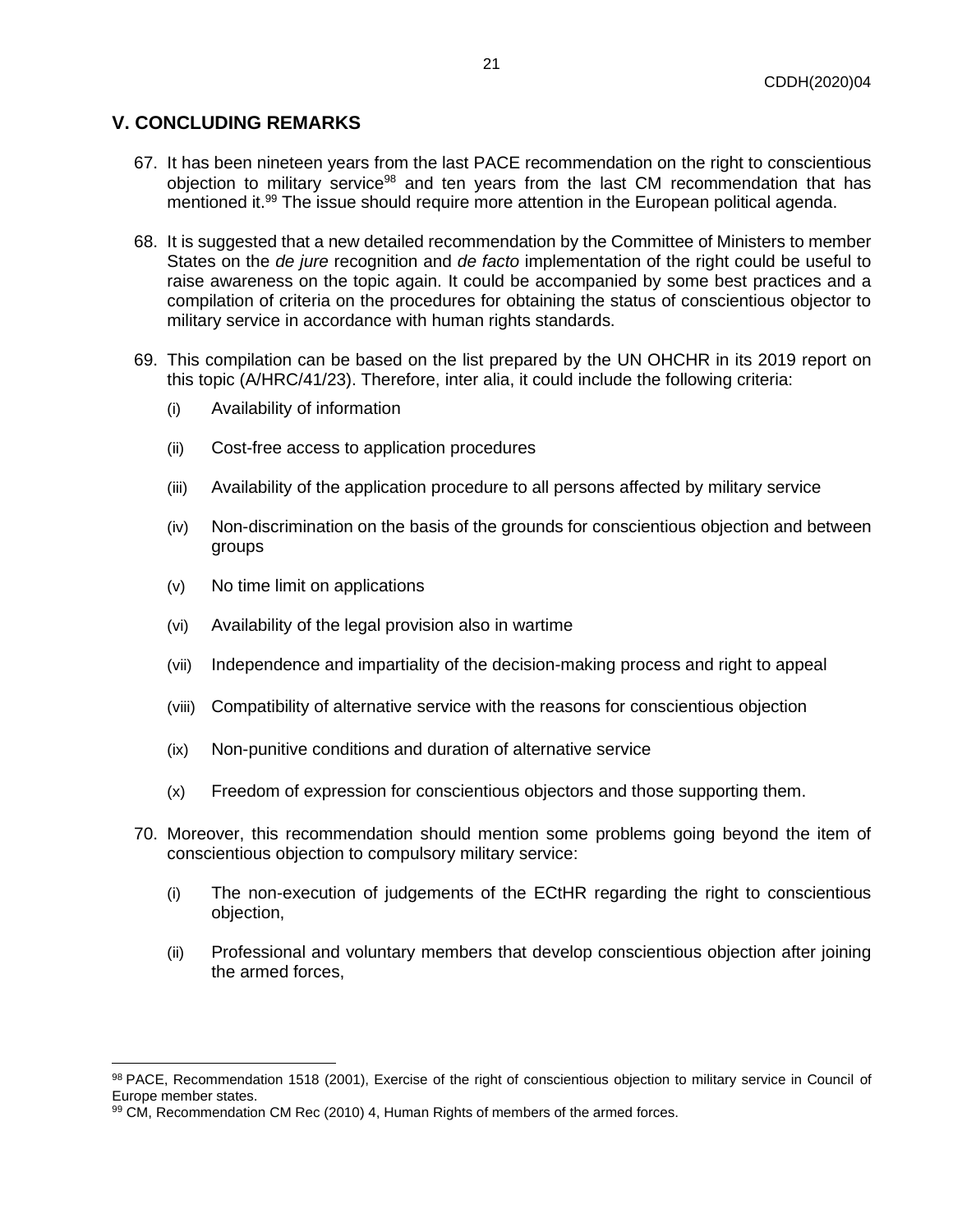## V. CONCLUDING REMARKS

67. It has been nineteen years from the last PACE recommendation on the right to conscientious objection to military service[98] and ten years from the last CM recommendation that has mentioned it.[99] The issue should require more attention in the European political agenda.

68. It is suggested that a new detailed recommendation by the Committee of Ministers to member States on the *de jure* recognition and *de facto* implementation of the right could be useful to raise awareness on the topic again. It could be accompanied by some best practices and a compilation of criteria on the procedures for obtaining the status of conscientious objector to military service in accordance with human rights standards.

69. This compilation can be based on the list prepared by the UN OHCHR in its 2019 report on this topic (A/HRC/41/23). Therefore, inter alia, it could include the following criteria:

    (i) Availability of information

    (ii) Cost-free access to application procedures

    (iii) Availability of the application procedure to all persons affected by military service

    (iv) Non-discrimination on the basis of the grounds for conscientious objection and between groups

    (v) No time limit on applications

    (vi) Availability of the legal provision also in wartime

    (vii) Independence and impartiality of the decision-making process and right to appeal

    (viii) Compatibility of alternative service with the reasons for conscientious objection

    (ix) Non-punitive conditions and duration of alternative service

    (x) Freedom of expression for conscientious objectors and those supporting them.

70. Moreover, this recommendation should mention some problems going beyond the item of conscientious objection to compulsory military service:

    (i) The non-execution of judgements of the ECtHR regarding the right to conscientious objection,

    (ii) Professional and voluntary members that develop conscientious objection after joining the armed forces,

---

[98] PACE, Recommendation 1518 (2001), Exercise of the right of conscientious objection to military service in Council of Europe member states.

[99] CM, Recommendation CM Rec (2010) 4, Human Rights of members of the armed forces.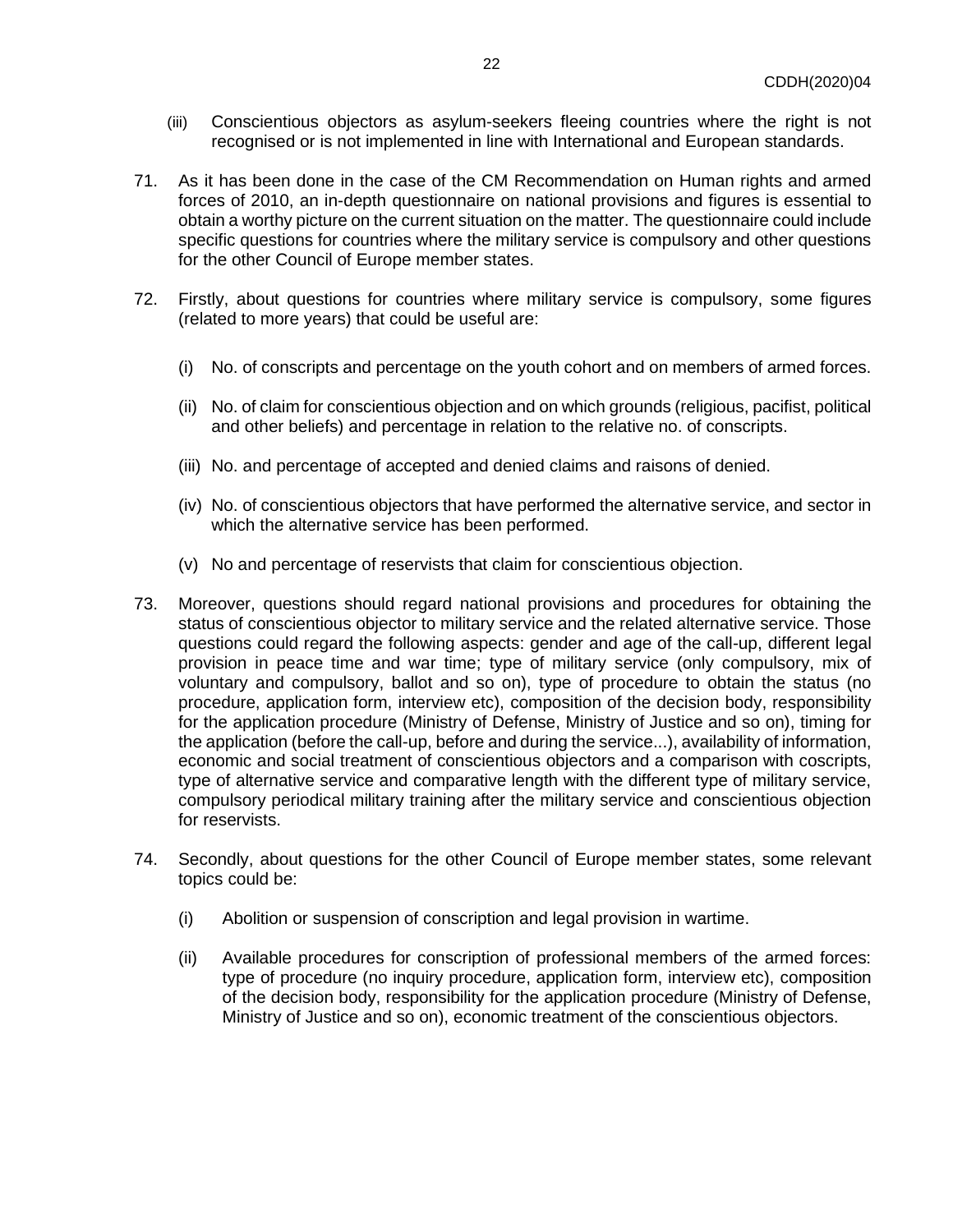(iii) Conscientious objectors as asylum-seekers fleeing countries where the right is not recognised or is not implemented in line with International and European standards.

71. As it has been done in the case of the CM Recommendation on Human rights and armed forces of 2010, an in-depth questionnaire on national provisions and figures is essential to obtain a worthy picture on the current situation on the matter. The questionnaire could include specific questions for countries where the military service is compulsory and other questions for the other Council of Europe member states.

72. Firstly, about questions for countries where military service is compulsory, some figures (related to more years) that could be useful are:

    (i) No. of conscripts and percentage on the youth cohort and on members of armed forces.

    (ii) No. of claim for conscientious objection and on which grounds (religious, pacifist, political and other beliefs) and percentage in relation to the relative no. of conscripts.

    (iii) No. and percentage of accepted and denied claims and raisons of denied.

    (iv) No. of conscientious objectors that have performed the alternative service, and sector in which the alternative service has been performed.

    (v) No and percentage of reservists that claim for conscientious objection.

73. Moreover, questions should regard national provisions and procedures for obtaining the status of conscientious objector to military service and the related alternative service. Those questions could regard the following aspects: gender and age of the call-up, different legal provision in peace time and war time; type of military service (only compulsory, mix of voluntary and compulsory, ballot and so on), type of procedure to obtain the status (no procedure, application form, interview etc), composition of the decision body, responsibility for the application procedure (Ministry of Defense, Ministry of Justice and so on), timing for the application (before the call-up, before and during the service...), availability of information, economic and social treatment of conscientious objectors and a comparison with coscripts, type of alternative service and comparative length with the different type of military service, compulsory periodical military training after the military service and conscientious objection for reservists.

74. Secondly, about questions for the other Council of Europe member states, some relevant topics could be:

    (i) Abolition or suspension of conscription and legal provision in wartime.

    (ii) Available procedures for conscription of professional members of the armed forces: type of procedure (no inquiry procedure, application form, interview etc), composition of the decision body, responsibility for the application procedure (Ministry of Defense, Ministry of Justice and so on), economic treatment of the conscientious objectors.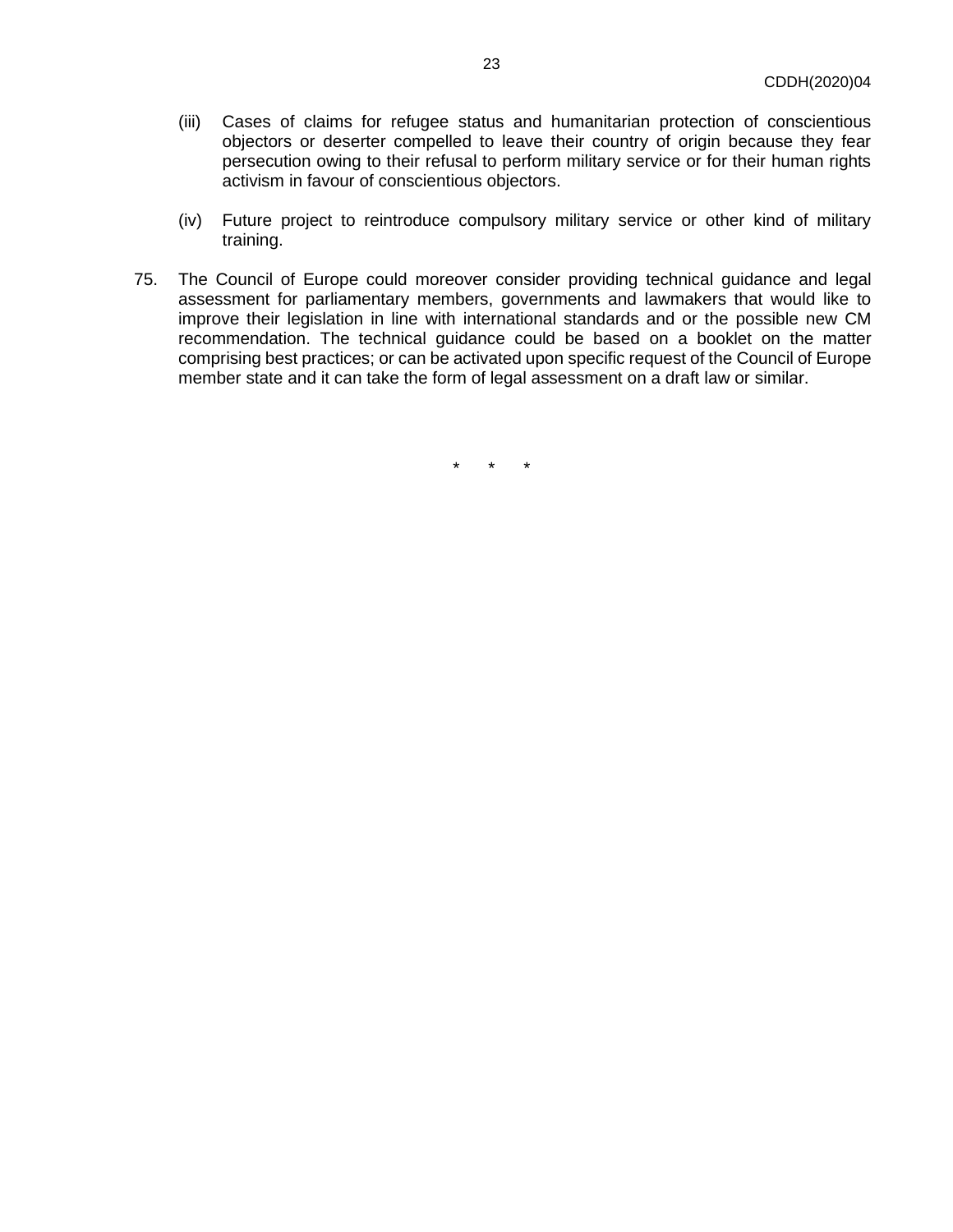(iii) Cases of claims for refugee status and humanitarian protection of conscientious objectors or deserter compelled to leave their country of origin because they fear persecution owing to their refusal to perform military service or for their human rights activism in favour of conscientious objectors.

(iv) Future project to reintroduce compulsory military service or other kind of military training.

75. The Council of Europe could moreover consider providing technical guidance and legal assessment for parliamentary members, governments and lawmakers that would like to improve their legislation in line with international standards and or the possible new CM recommendation. The technical guidance could be based on a booklet on the matter comprising best practices; or can be activated upon specific request of the Council of Europe member state and it can take the form of legal assessment on a draft law or similar.

\* \* \*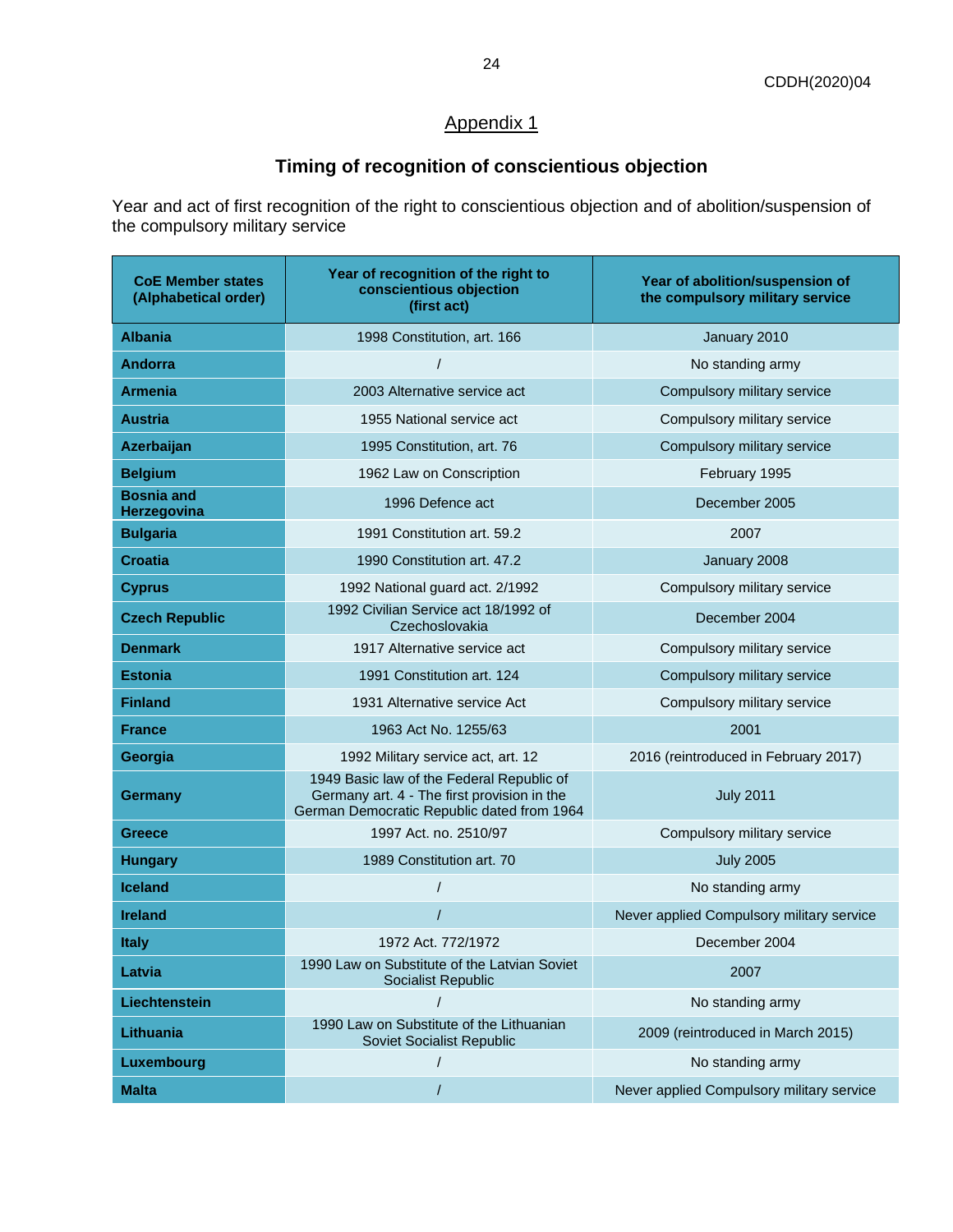## Appendix 1

### Timing of recognition of conscientious objection

Year and act of first recognition of the right to conscientious objection and of abolition/suspension of the compulsory military service

| CoE Member states (Alphabetical order) | Year of recognition of the right to conscientious objection (first act) | Year of abolition/suspension of the compulsory military service |
|---|---|---|
| **Albania** | 1998 Constitution, art. 166 | January 2010 |
| **Andorra** | / | No standing army |
| **Armenia** | 2003 Alternative service act | Compulsory military service |
| **Austria** | 1955 National service act | Compulsory military service |
| **Azerbaijan** | 1995 Constitution, art. 76 | Compulsory military service |
| **Belgium** | 1962 Law on Conscription | February 1995 |
| **Bosnia and Herzegovina** | 1996 Defence act | December 2005 |
| **Bulgaria** | 1991 Constitution art. 59.2 | 2007 |
| **Croatia** | 1990 Constitution art. 47.2 | January 2008 |
| **Cyprus** | 1992 National guard act. 2/1992 | Compulsory military service |
| **Czech Republic** | 1992 Civilian Service act 18/1992 of Czechoslovakia | December 2004 |
| **Denmark** | 1917 Alternative service act | Compulsory military service |
| **Estonia** | 1991 Constitution art. 124 | Compulsory military service |
| **Finland** | 1931 Alternative service Act | Compulsory military service |
| **France** | 1963 Act No. 1255/63 | 2001 |
| **Georgia** | 1992 Military service act, art. 12 | 2016 (reintroduced in February 2017) |
| **Germany** | 1949 Basic law of the Federal Republic of Germany art. 4 - The first provision in the German Democratic Republic dated from 1964 | July 2011 |
| **Greece** | 1997 Act. no. 2510/97 | Compulsory military service |
| **Hungary** | 1989 Constitution art. 70 | July 2005 |
| **Iceland** | / | No standing army |
| **Ireland** | / | Never applied Compulsory military service |
| **Italy** | 1972 Act. 772/1972 | December 2004 |
| **Latvia** | 1990 Law on Substitute of the Latvian Soviet Socialist Republic | 2007 |
| **Liechtenstein** | / | No standing army |
| **Lithuania** | 1990 Law on Substitute of the Lithuanian Soviet Socialist Republic | 2009 (reintroduced in March 2015) |
| **Luxembourg** | / | No standing army |
| **Malta** | / | Never applied Compulsory military service |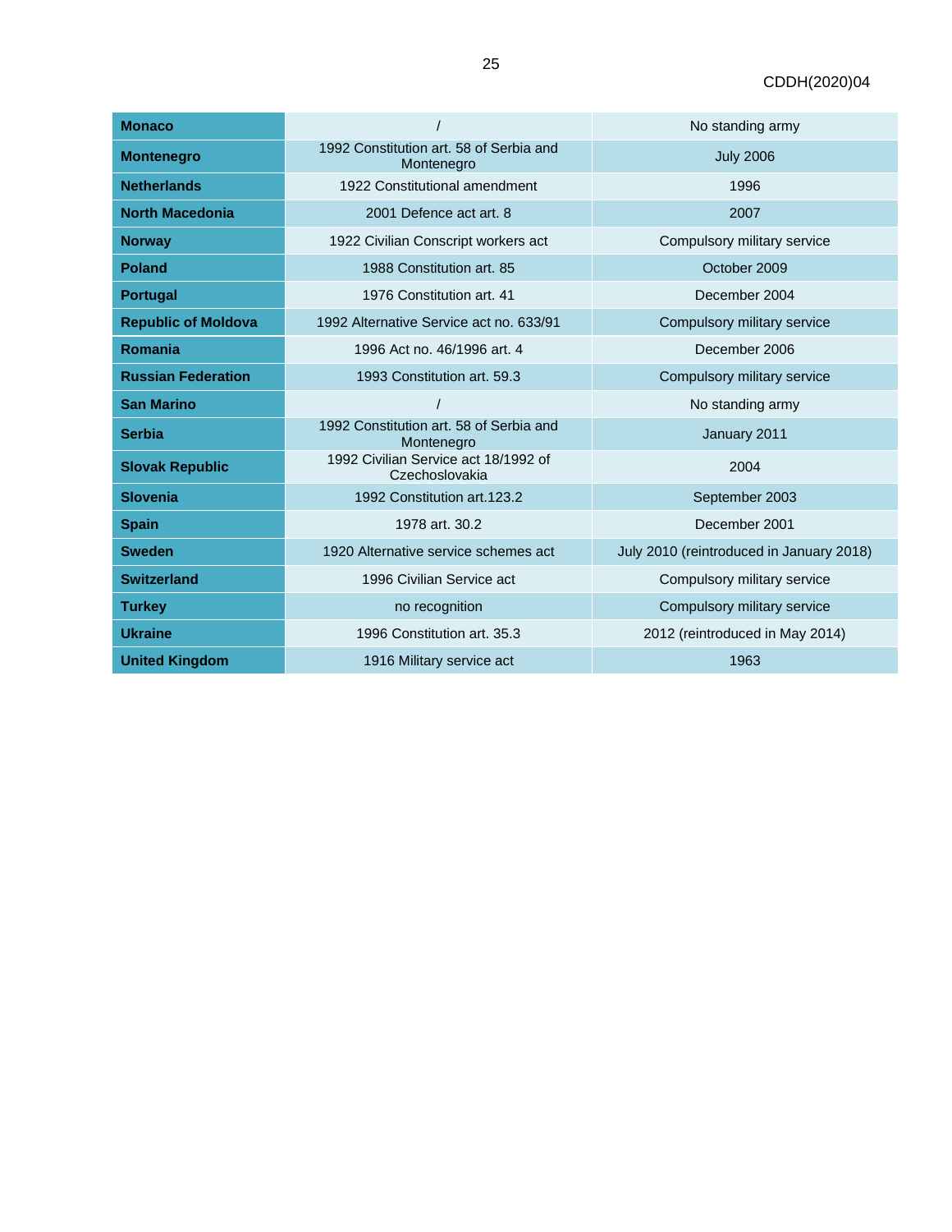| **Monaco** | / | No standing army |
|---|---|---|
| **Montenegro** | 1992 Constitution art. 58 of Serbia and Montenegro | July 2006 |
| **Netherlands** | 1922 Constitutional amendment | 1996 |
| **North Macedonia** | 2001 Defence act art. 8 | 2007 |
| **Norway** | 1922 Civilian Conscript workers act | Compulsory military service |
| **Poland** | 1988 Constitution art. 85 | October 2009 |
| **Portugal** | 1976 Constitution art. 41 | December 2004 |
| **Republic of Moldova** | 1992 Alternative Service act no. 633/91 | Compulsory military service |
| **Romania** | 1996 Act no. 46/1996 art. 4 | December 2006 |
| **Russian Federation** | 1993 Constitution art. 59.3 | Compulsory military service |
| **San Marino** | / | No standing army |
| **Serbia** | 1992 Constitution art. 58 of Serbia and Montenegro | January 2011 |
| **Slovak Republic** | 1992 Civilian Service act 18/1992 of Czechoslovakia | 2004 |
| **Slovenia** | 1992 Constitution art.123.2 | September 2003 |
| **Spain** | 1978 art. 30.2 | December 2001 |
| **Sweden** | 1920 Alternative service schemes act | July 2010 (reintroduced in January 2018) |
| **Switzerland** | 1996 Civilian Service act | Compulsory military service |
| **Turkey** | no recognition | Compulsory military service |
| **Ukraine** | 1996 Constitution art. 35.3 | 2012 (reintroduced in May 2014) |
| **United Kingdom** | 1916 Military service act | 1963 |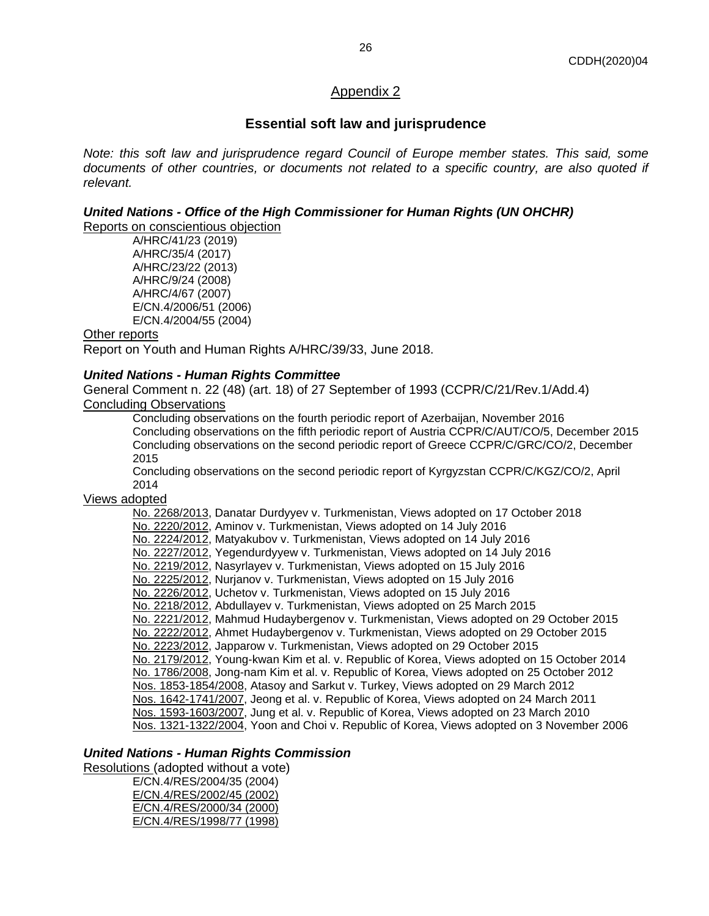## Appendix 2

## Essential soft law and jurisprudence

*Note: this soft law and jurisprudence regard Council of Europe member states. This said, some documents of other countries, or documents not related to a specific country, are also quoted if relevant.*

***United Nations - Office of the High Commissioner for Human Rights (UN OHCHR)***

Reports on conscientious objection

- A/HRC/41/23 (2019)
- A/HRC/35/4 (2017)
- A/HRC/23/22 (2013)
- A/HRC/9/24 (2008)
- A/HRC/4/67 (2007)
- E/CN.4/2006/51 (2006)
- E/CN.4/2004/55 (2004)

Other reports

Report on Youth and Human Rights A/HRC/39/33, June 2018.

***United Nations - Human Rights Committee***

General Comment n. 22 (48) (art. 18) of 27 September of 1993 (CCPR/C/21/Rev.1/Add.4)

Concluding Observations

- Concluding observations on the fourth periodic report of Azerbaijan, November 2016
- Concluding observations on the fifth periodic report of Austria CCPR/C/AUT/CO/5, December 2015
- Concluding observations on the second periodic report of Greece CCPR/C/GRC/CO/2, December 2015
- Concluding observations on the second periodic report of Kyrgyzstan CCPR/C/KGZ/CO/2, April 2014

Views adopted

- No. 2268/2013, Danatar Durdyyev v. Turkmenistan, Views adopted on 17 October 2018
- No. 2220/2012, Aminov v. Turkmenistan, Views adopted on 14 July 2016
- No. 2224/2012, Matyakubov v. Turkmenistan, Views adopted on 14 July 2016
- No. 2227/2012, Yegendurdyyew v. Turkmenistan, Views adopted on 14 July 2016
- No. 2219/2012, Nasyrlayev v. Turkmenistan, Views adopted on 15 July 2016
- No. 2225/2012, Nurjanov v. Turkmenistan, Views adopted on 15 July 2016
- No. 2226/2012, Uchetov v. Turkmenistan, Views adopted on 15 July 2016
- No. 2218/2012, Abdullayev v. Turkmenistan, Views adopted on 25 March 2015
- No. 2221/2012, Mahmud Hudaybergenov v. Turkmenistan, Views adopted on 29 October 2015
- No. 2222/2012, Ahmet Hudaybergenov v. Turkmenistan, Views adopted on 29 October 2015
- No. 2223/2012, Japparow v. Turkmenistan, Views adopted on 29 October 2015
- No. 2179/2012, Young-kwan Kim et al. v. Republic of Korea, Views adopted on 15 October 2014
- No. 1786/2008, Jong-nam Kim et al. v. Republic of Korea, Views adopted on 25 October 2012
- Nos. 1853-1854/2008, Atasoy and Sarkut v. Turkey, Views adopted on 29 March 2012
- Nos. 1642-1741/2007, Jeong et al. v. Republic of Korea, Views adopted on 24 March 2011
- Nos. 1593-1603/2007, Jung et al. v. Republic of Korea, Views adopted on 23 March 2010
- Nos. 1321-1322/2004, Yoon and Choi v. Republic of Korea, Views adopted on 3 November 2006

***United Nations - Human Rights Commission***

Resolutions (adopted without a vote)

- E/CN.4/RES/2004/35 (2004)
- E/CN.4/RES/2002/45 (2002)
- E/CN.4/RES/2000/34 (2000)
- E/CN.4/RES/1998/77 (1998)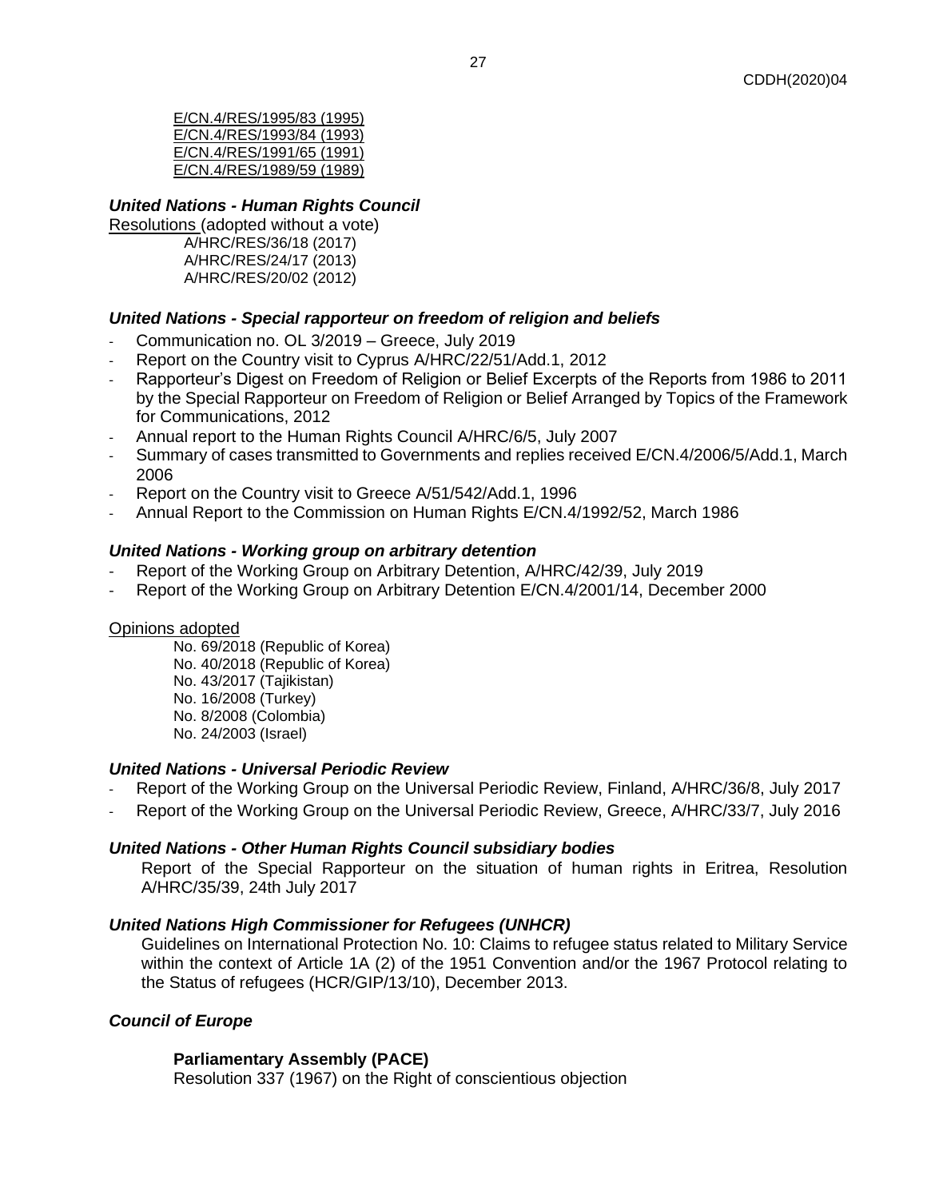E/CN.4/RES/1995/83 (1995)
E/CN.4/RES/1993/84 (1993)
E/CN.4/RES/1991/65 (1991)
E/CN.4/RES/1989/59 (1989)

***United Nations - Human Rights Council***

Resolutions (adopted without a vote)

A/HRC/RES/36/18 (2017)
A/HRC/RES/24/17 (2013)
A/HRC/RES/20/02 (2012)

***United Nations - Special rapporteur on freedom of religion and beliefs***

- Communication no. OL 3/2019 – Greece, July 2019
- Report on the Country visit to Cyprus A/HRC/22/51/Add.1, 2012
- Rapporteur's Digest on Freedom of Religion or Belief Excerpts of the Reports from 1986 to 2011 by the Special Rapporteur on Freedom of Religion or Belief Arranged by Topics of the Framework for Communications, 2012
- Annual report to the Human Rights Council A/HRC/6/5, July 2007
- Summary of cases transmitted to Governments and replies received E/CN.4/2006/5/Add.1, March 2006
- Report on the Country visit to Greece A/51/542/Add.1, 1996
- Annual Report to the Commission on Human Rights E/CN.4/1992/52, March 1986

***United Nations - Working group on arbitrary detention***

- Report of the Working Group on Arbitrary Detention, A/HRC/42/39, July 2019
- Report of the Working Group on Arbitrary Detention E/CN.4/2001/14, December 2000

Opinions adopted

No. 69/2018 (Republic of Korea)
No. 40/2018 (Republic of Korea)
No. 43/2017 (Tajikistan)
No. 16/2008 (Turkey)
No. 8/2008 (Colombia)
No. 24/2003 (Israel)

***United Nations - Universal Periodic Review***

- Report of the Working Group on the Universal Periodic Review, Finland, A/HRC/36/8, July 2017
- Report of the Working Group on the Universal Periodic Review, Greece, A/HRC/33/7, July 2016

***United Nations - Other Human Rights Council subsidiary bodies***

Report of the Special Rapporteur on the situation of human rights in Eritrea, Resolution A/HRC/35/39, 24th July 2017

***United Nations High Commissioner for Refugees (UNHCR)***

Guidelines on International Protection No. 10: Claims to refugee status related to Military Service within the context of Article 1A (2) of the 1951 Convention and/or the 1967 Protocol relating to the Status of refugees (HCR/GIP/13/10), December 2013.

***Council of Europe***

**Parliamentary Assembly (PACE)**

Resolution 337 (1967) on the Right of conscientious objection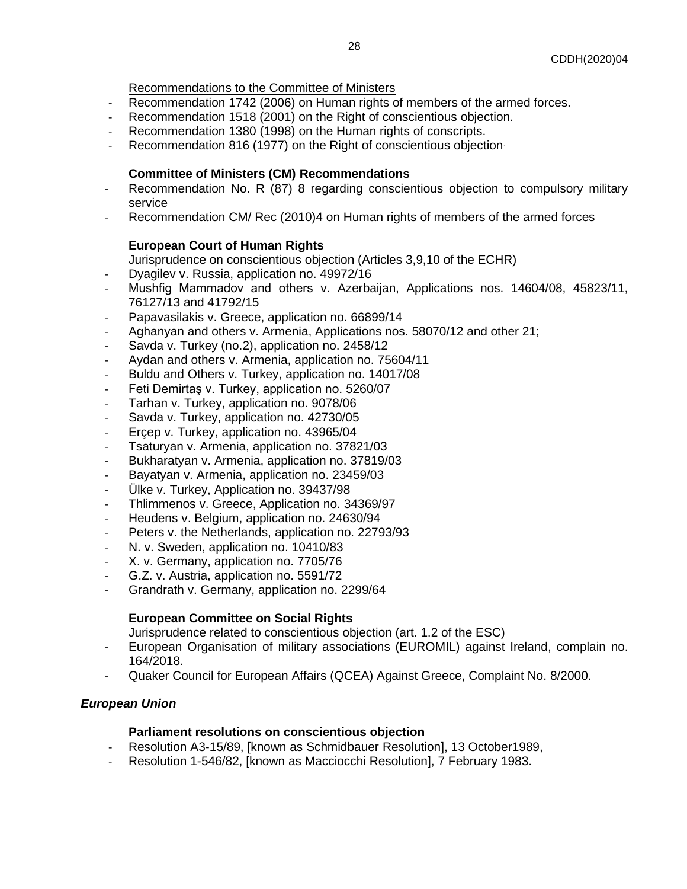Recommendations to the Committee of Ministers

- Recommendation 1742 (2006) on Human rights of members of the armed forces.
- Recommendation 1518 (2001) on the Right of conscientious objection.
- Recommendation 1380 (1998) on the Human rights of conscripts.
- Recommendation 816 (1977) on the Right of conscientious objection.

**Committee of Ministers (CM) Recommendations**

- Recommendation No. R (87) 8 regarding conscientious objection to compulsory military service
- Recommendation CM/ Rec (2010)4 on Human rights of members of the armed forces

**European Court of Human Rights**

Jurisprudence on conscientious objection (Articles 3,9,10 of the ECHR)

- Dyagilev v. Russia, application no. 49972/16
- Mushfig Mammadov and others v. Azerbaijan, Applications nos. 14604/08, 45823/11, 76127/13 and 41792/15
- Papavasilakis v. Greece, application no. 66899/14
- Aghanyan and others v. Armenia, Applications nos. 58070/12 and other 21;
- Savda v. Turkey (no.2), application no. 2458/12
- Aydan and others v. Armenia, application no. 75604/11
- Buldu and Others v. Turkey, application no. 14017/08
- Feti Demirtaş v. Turkey, application no. 5260/07
- Tarhan v. Turkey, application no. 9078/06
- Savda v. Turkey, application no. 42730/05
- Erçep v. Turkey, application no. 43965/04
- Tsaturyan v. Armenia, application no. 37821/03
- Bukharatyan v. Armenia, application no. 37819/03
- Bayatyan v. Armenia, application no. 23459/03
- Ülke v. Turkey, Application no. 39437/98
- Thlimmenos v. Greece, Application no. 34369/97
- Heudens v. Belgium, application no. 24630/94
- Peters v. the Netherlands, application no. 22793/93
- N. v. Sweden, application no. 10410/83
- X. v. Germany, application no. 7705/76
- G.Z. v. Austria, application no. 5591/72
- Grandrath v. Germany, application no. 2299/64

**European Committee on Social Rights**

Jurisprudence related to conscientious objection (art. 1.2 of the ESC)

- European Organisation of military associations (EUROMIL) against Ireland, complain no. 164/2018.
- Quaker Council for European Affairs (QCEA) Against Greece, Complaint No. 8/2000.

***European Union***

**Parliament resolutions on conscientious objection**

- Resolution A3-15/89, [known as Schmidbauer Resolution], 13 October1989,
- Resolution 1-546/82, [known as Macciocchi Resolution], 7 February 1983.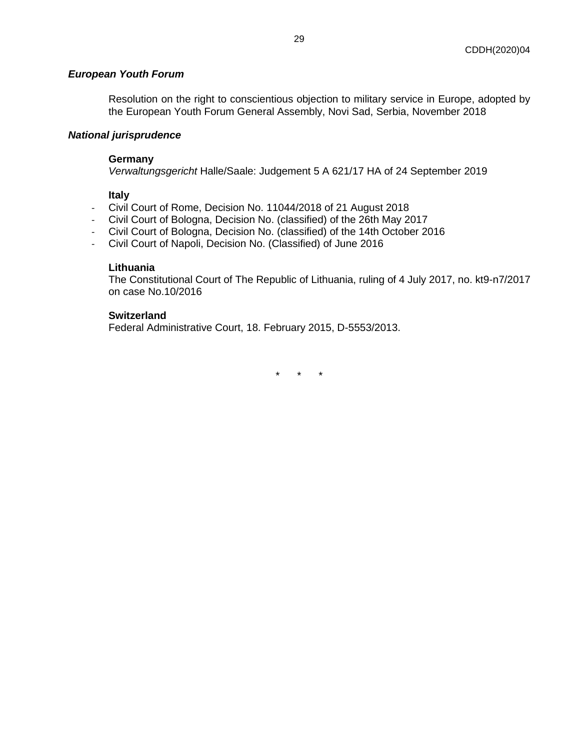***European Youth Forum***

Resolution on the right to conscientious objection to military service in Europe, adopted by the European Youth Forum General Assembly, Novi Sad, Serbia, November 2018

***National jurisprudence***

**Germany**

*Verwaltungsgericht* Halle/Saale: Judgement 5 A 621/17 HA of 24 September 2019

**Italy**

- Civil Court of Rome, Decision No. 11044/2018 of 21 August 2018
- Civil Court of Bologna, Decision No. (classified) of the 26th May 2017
- Civil Court of Bologna, Decision No. (classified) of the 14th October 2016
- Civil Court of Napoli, Decision No. (Classified) of June 2016

**Lithuania**

The Constitutional Court of The Republic of Lithuania, ruling of 4 July 2017, no. kt9-n7/2017 on case No.10/2016

**Switzerland**

Federal Administrative Court, 18. February 2015, D-5553/2013.

\* \* \*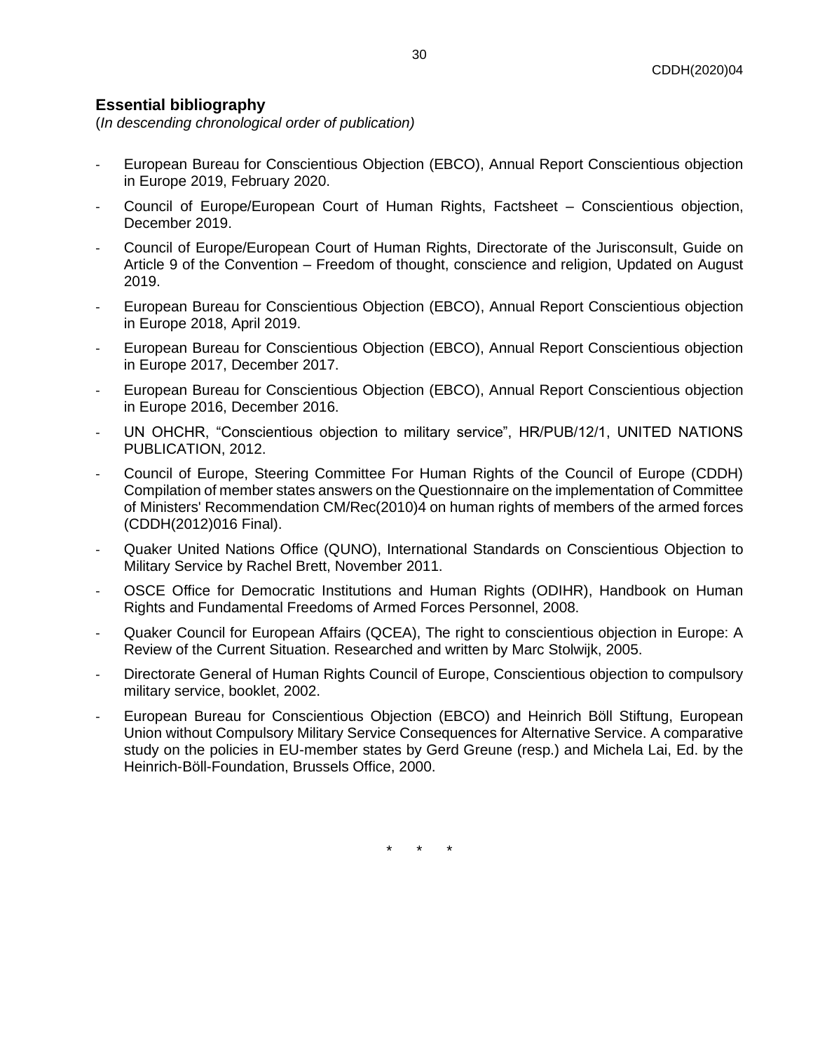## Essential bibliography

(*In descending chronological order of publication)*

- European Bureau for Conscientious Objection (EBCO), Annual Report Conscientious objection in Europe 2019, February 2020.
- Council of Europe/European Court of Human Rights, Factsheet – Conscientious objection, December 2019.
- Council of Europe/European Court of Human Rights, Directorate of the Jurisconsult, Guide on Article 9 of the Convention – Freedom of thought, conscience and religion, Updated on August 2019.
- European Bureau for Conscientious Objection (EBCO), Annual Report Conscientious objection in Europe 2018, April 2019.
- European Bureau for Conscientious Objection (EBCO), Annual Report Conscientious objection in Europe 2017, December 2017.
- European Bureau for Conscientious Objection (EBCO), Annual Report Conscientious objection in Europe 2016, December 2016.
- UN OHCHR, "Conscientious objection to military service", HR/PUB/12/1, UNITED NATIONS PUBLICATION, 2012.
- Council of Europe, Steering Committee For Human Rights of the Council of Europe (CDDH) Compilation of member states answers on the Questionnaire on the implementation of Committee of Ministers' Recommendation CM/Rec(2010)4 on human rights of members of the armed forces (CDDH(2012)016 Final).
- Quaker United Nations Office (QUNO), International Standards on Conscientious Objection to Military Service by Rachel Brett, November 2011.
- OSCE Office for Democratic Institutions and Human Rights (ODIHR), Handbook on Human Rights and Fundamental Freedoms of Armed Forces Personnel, 2008.
- Quaker Council for European Affairs (QCEA), The right to conscientious objection in Europe: A Review of the Current Situation. Researched and written by Marc Stolwijk, 2005.
- Directorate General of Human Rights Council of Europe, Conscientious objection to compulsory military service, booklet, 2002.
- European Bureau for Conscientious Objection (EBCO) and Heinrich Böll Stiftung, European Union without Compulsory Military Service Consequences for Alternative Service. A comparative study on the policies in EU-member states by Gerd Greune (resp.) and Michela Lai, Ed. by the Heinrich-Böll-Foundation, Brussels Office, 2000.

\* \* \*